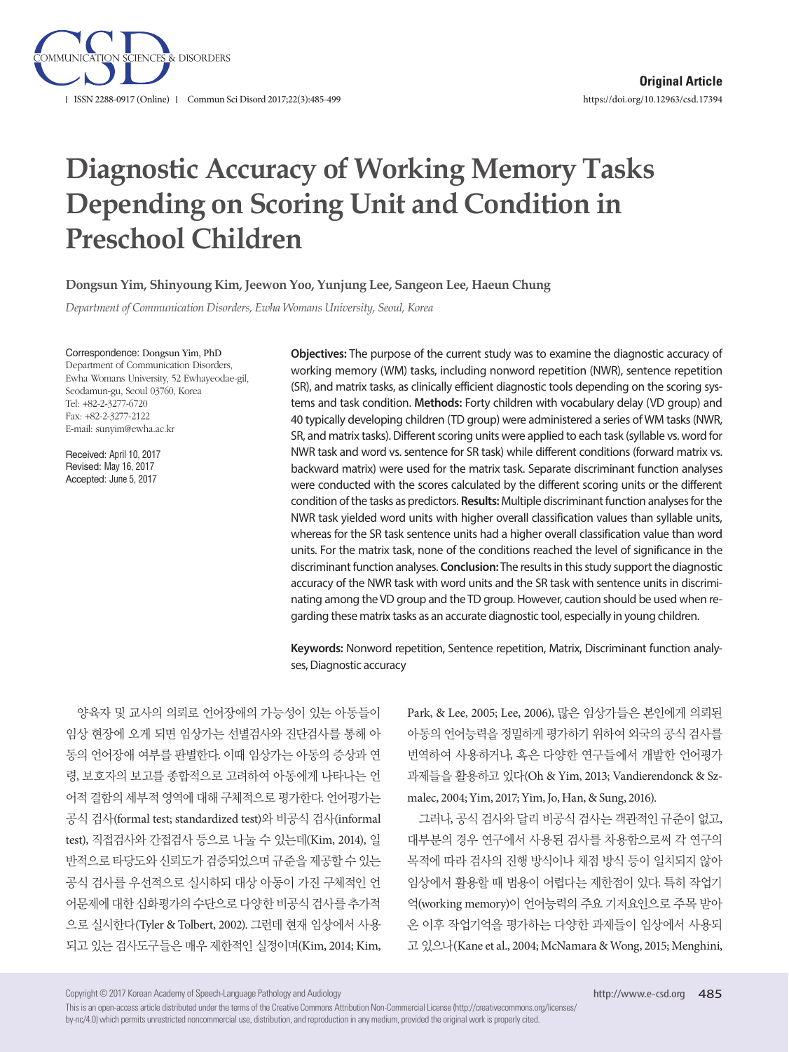Original Article

https://doi.org/10.12963/csd.17394

# Diagnostic Accuracy of Working Memory Tasks Depending on Scoring Unit and Condition in Preschool Children

**Dongsun Yim, Shinyoung Kim, Jeewon Yoo, Yunjung Lee, Sangeon Lee, Haeun Chung**

*Department of Communication Disorders, Ewha Womans University, Seoul, Korea*

Correspondence: Dongsun Yim, PhD
Department of Communication Disorders, Ewha Womans University, 52 Ewhayeodae-gil, Seodamun-gu, Seoul 03760, Korea
Tel: +82-2-3277-6720
Fax: +82-2-3277-2122
E-mail: sunyim@ewha.ac.kr

Received: April 10, 2017
Revised: May 16, 2017
Accepted: June 5, 2017

**Objectives:** The purpose of the current study was to examine the diagnostic accuracy of working memory (WM) tasks, including nonword repetition (NWR), sentence repetition (SR), and matrix tasks, as clinically efficient diagnostic tools depending on the scoring systems and task condition. **Methods:** Forty children with vocabulary delay (VD group) and 40 typically developing children (TD group) were administered a series of WM tasks (NWR, SR, and matrix tasks). Different scoring units were applied to each task (syllable vs. word for NWR task and word vs. sentence for SR task) while different conditions (forward matrix vs. backward matrix) were used for the matrix task. Separate discriminant function analyses were conducted with the scores calculated by the different scoring units or the different condition of the tasks as predictors. **Results:** Multiple discriminant function analyses for the NWR task yielded word units with higher overall classification values than syllable units, whereas for the SR task sentence units had a higher overall classification value than word units. For the matrix task, none of the conditions reached the level of significance in the discriminant function analyses. **Conclusion:** The results in this study support the diagnostic accuracy of the NWR task with word units and the SR task with sentence units in discriminating among the VD group and the TD group. However, caution should be used when regarding these matrix tasks as an accurate diagnostic tool, especially in young children.

**Keywords:** Nonword repetition, Sentence repetition, Matrix, Discriminant function analyses, Diagnostic accuracy

양육자 및 교사의 의뢰로 언어장애의 가능성이 있는 아동들이 임상 현장에 오게 되면 임상가는 선별검사와 진단검사를 통해 아동의 언어장애 여부를 판별한다. 이때 임상가는 아동의 증상과 연령, 보호자의 보고를 종합적으로 고려하여 아동에게 나타나는 언어적 결함의 세부적 영역에 대해 구체적으로 평가한다. 언어평가는 공식 검사(formal test; standardized test)와 비공식 검사(informal test), 직접검사와 간접검사 등으로 나눌 수 있는데(Kim, 2014), 일반적으로 타당도와 신뢰도가 검증되었으며 규준을 제공할 수 있는 공식 검사를 우선적으로 실시하되 대상 아동이 가진 구체적인 언어문제에 대한 심화평가의 수단으로 다양한 비공식 검사를 추가적으로 실시한다(Tyler & Tolbert, 2002). 그런데 현재 임상에서 사용되고 있는 검사도구들은 매우 제한적인 실정이며(Kim, 2014; Kim, Park, & Lee, 2005; Lee, 2006), 많은 임상가들은 본인에게 의뢰된 아동의 언어능력을 정밀하게 평가하기 위하여 외국의 공식 검사를 번역하여 사용하거나, 혹은 다양한 연구들에서 개발한 언어평가 과제들을 활용하고 있다(Oh & Yim, 2013; Vandierendonck & Szmalec, 2004; Yim, 2017; Yim, Jo, Han, & Sung, 2016).

그러나, 공식 검사와 달리 비공식 검사는 객관적인 규준이 없고, 대부분의 경우 연구에서 사용된 검사를 차용함으로써 각 연구의 목적에 따라 검사의 진행 방식이나 채점 방식 등이 일치되지 않아 임상에서 활용할 때 범용이 어렵다는 제한점이 있다. 특히 작업기억(working memory)이 언어능력의 주요 기저요인으로 주목 받아 온 이후 작업기억을 평가하는 다양한 과제들이 임상에서 사용되고 있으나(Kane et al., 2004; McNamara & Wong, 2015; Menghini,

Copyright © 2017 Korean Academy of Speech-Language Pathology and Audiology
This is an open-access article distributed under the terms of the Creative Commons Attribution Non-Commercial License (http://creativecommons.org/licenses/by-nc/4.0) which permits unrestricted non-commercial use, distribution, and reproduction in any medium, provided the original work is properly cited.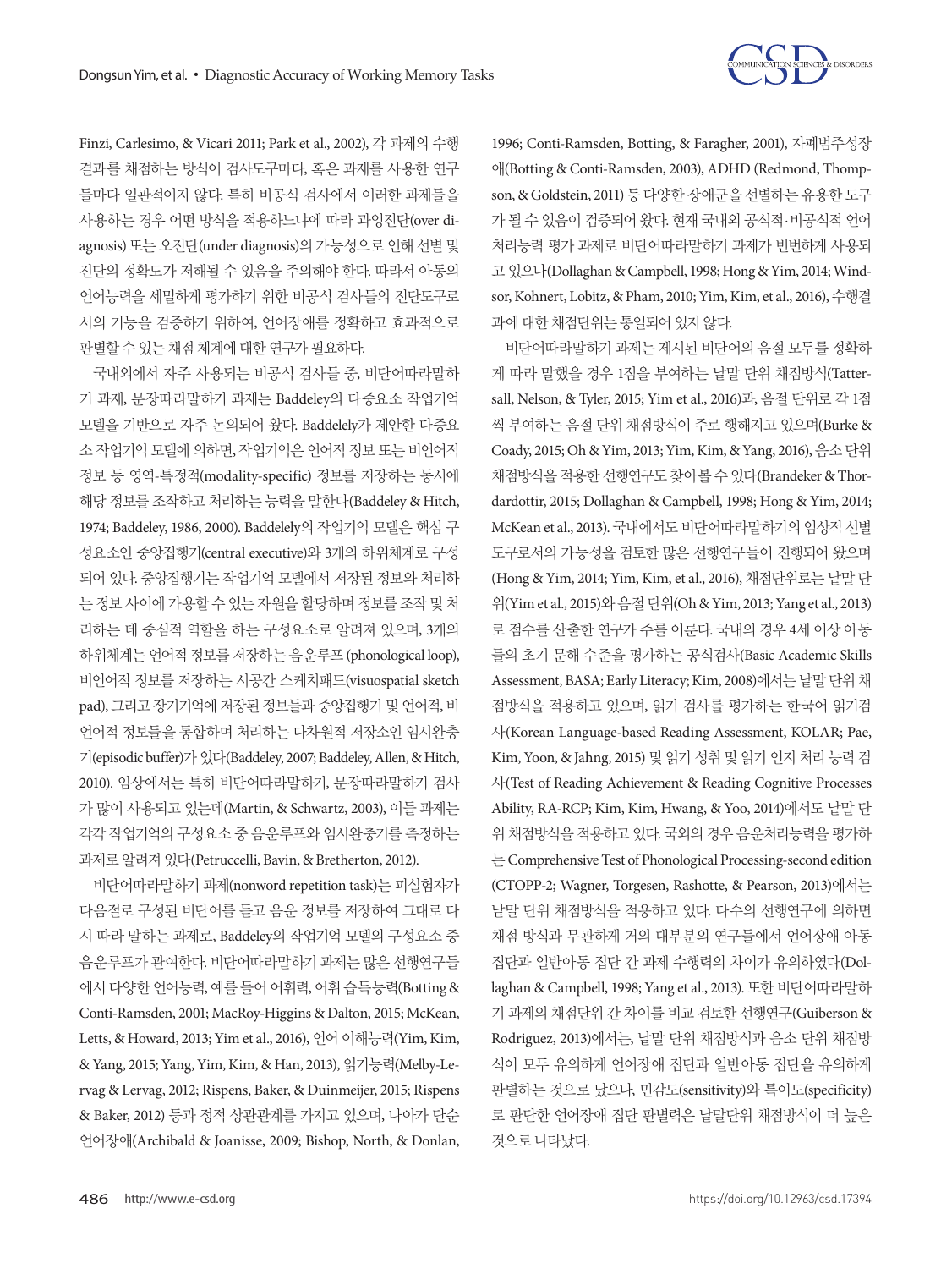Finzi, Carlesimo, & Vicari 2011; Park et al., 2002), 각 과제의 수행 결과를 채점하는 방식이 검사도구마다, 혹은 과제를 사용한 연구들마다 일관적이지 않다. 특히 비공식 검사에서 이러한 과제들을 사용하는 경우 어떤 방식을 적용하느냐에 따라 과잉진단(over diagnosis) 또는 오진단(under diagnosis)의 가능성으로 인해 선별 및 진단의 정확도가 저해될 수 있음을 주의해야 한다. 따라서 아동의 언어능력을 세밀하게 평가하기 위한 비공식 검사들의 진단도구로서의 기능을 검증하기 위하여, 언어장애를 정확하고 효과적으로 판별할 수 있는 채점 체계에 대한 연구가 필요하다.

국내외에서 자주 사용되는 비공식 검사들 중, 비단어따라말하기 과제, 문장따라말하기 과제는 Baddeley의 다중요소 작업기억 모델을 기반으로 자주 논의되어 왔다. Baddelely가 제안한 다중요소 작업기억 모델에 의하면, 작업기억은 언어적 정보 또는 비언어적 정보 등 영역-특정적(modality-specific) 정보를 저장하는 동시에 해당 정보를 조작하고 처리하는 능력을 말한다(Baddeley & Hitch, 1974; Baddeley, 1986, 2000). Baddelely의 작업기억 모델은 핵심 구성요소인 중앙집행기(central executive)와 3개의 하위체계로 구성되어 있다. 중앙집행기는 작업기억 모델에서 저장된 정보와 처리하는 정보 사이에 가용할 수 있는 자원을 할당하며 정보를 조작 및 처리하는 데 중심적 역할을 하는 구성요소로 알려져 있으며, 3개의 하위체계는 언어적 정보를 저장하는 음운루프 (phonological loop), 비언어적 정보를 저장하는 시공간 스케치패드(visuospatial sketch pad), 그리고 장기기억에 저장된 정보들과 중앙집행기 및 언어적, 비언어적 정보들을 통합하며 처리하는 다차원적 저장소인 임시완충기(episodic buffer)가 있다(Baddeley, 2007; Baddeley, Allen, & Hitch, 2010). 임상에서는 특히 비단어따라말하기, 문장따라말하기 검사가 많이 사용되고 있는데(Martin, & Schwartz, 2003), 이들 과제는 각각 작업기억의 구성요소 중 음운루프와 임시완충기를 측정하는 과제로 알려져 있다(Petruccelli, Bavin, & Bretherton, 2012).

비단어따라말하기 과제(nonword repetition task)는 피실험자가 다음절로 구성된 비단어를 듣고 음운 정보를 저장하여 그대로 다시 따라 말하는 과제로, Baddeley의 작업기억 모델의 구성요소 중 음운루프가 관여한다. 비단어따라말하기 과제는 많은 선행연구들에서 다양한 언어능력, 예를 들어 어휘력, 어휘 습득능력(Botting & Conti-Ramsden, 2001; MacRoy-Higgins & Dalton, 2015; McKean, Letts, & Howard, 2013; Yim et al., 2016), 언어 이해능력(Yim, Kim, & Yang, 2015; Yang, Yim, Kim, & Han, 2013), 읽기능력(Melby-Lervag & Lervag, 2012; Rispens, Baker, & Duinmeijer, 2015; Rispens & Baker, 2012) 등과 정적 상관관계를 가지고 있으며, 나아가 단순언어장애(Archibald & Joanisse, 2009; Bishop, North, & Donlan, 1996; Conti-Ramsden, Botting, & Faragher, 2001), 자폐범주성장애(Botting & Conti-Ramsden, 2003), ADHD (Redmond, Thompson, & Goldstein, 2011) 등 다양한 장애군을 선별하는 유용한 도구가 될 수 있음이 검증되어 왔다. 현재 국내외 공식적·비공식적 언어처리능력 평가 과제로 비단어따라말하기 과제가 빈번하게 사용되고 있으나(Dollaghan & Campbell, 1998; Hong & Yim, 2014; Windsor, Kohnert, Lobitz, & Pham, 2010; Yim, Kim, et al., 2016), 수행결과에 대한 채점단위는 통일되어 있지 않다.

비단어따라말하기 과제는 제시된 비단어의 음절 모두를 정확하게 따라 말했을 경우 1점을 부여하는 낱말 단위 채점방식(Tattersall, Nelson, & Tyler, 2015; Yim et al., 2016)과, 음절 단위로 각 1점씩 부여하는 음절 단위 채점방식이 주로 행해지고 있으며(Burke & Coady, 2015; Oh & Yim, 2013; Yim, Kim, & Yang, 2016), 음소 단위 채점방식을 적용한 선행연구도 찾아볼 수 있다(Brandeker & Thordardottir, 2015; Dollaghan & Campbell, 1998; Hong & Yim, 2014; McKean et al., 2013). 국내에서도 비단어따라말하기의 임상적 선별 도구로서의 가능성을 검토한 많은 선행연구들이 진행되어 왔으며 (Hong & Yim, 2014; Yim, Kim, et al., 2016), 채점단위로는 낱말 단위(Yim et al., 2015)와 음절 단위(Oh & Yim, 2013; Yang et al., 2013)로 점수를 산출한 연구가 주를 이룬다. 국내의 경우 4세 이상 아동들의 초기 문해 수준을 평가하는 공식검사(Basic Academic Skills Assessment, BASA; Early Literacy; Kim, 2008)에서는 낱말 단위 채점방식을 적용하고 있으며, 읽기 검사를 평가하는 한국어 읽기검사(Korean Language-based Reading Assessment, KOLAR; Pae, Kim, Yoon, & Jahng, 2015) 및 읽기 성취 및 읽기 인지 처리 능력 검사(Test of Reading Achievement & Reading Cognitive Processes Ability, RA-RCP; Kim, Kim, Hwang, & Yoo, 2014)에서도 낱말 단위 채점방식을 적용하고 있다. 국외의 경우 음운처리능력을 평가하는 Comprehensive Test of Phonological Processing-second edition (CTOPP-2; Wagner, Torgesen, Rashotte, & Pearson, 2013)에서는 낱말 단위 채점방식을 적용하고 있다. 다수의 선행연구에 의하면 채점 방식과 무관하게 거의 대부분의 연구들에서 언어장애 아동 집단과 일반아동 집단 간 과제 수행력의 차이가 유의하였다(Dollaghan & Campbell, 1998; Yang et al., 2013). 또한 비단어따라말하기 과제의 채점단위 간 차이를 비교 검토한 선행연구(Guiberson & Rodriguez, 2013)에서는, 낱말 단위 채점방식과 음소 단위 채점방식이 모두 유의하게 언어장애 집단과 일반아동 집단을 유의하게 판별하는 것으로 났으나, 민감도(sensitivity)와 특이도(specificity)로 판단한 언어장애 집단 판별력은 낱말단위 채점방식이 더 높은 것으로 나타났다.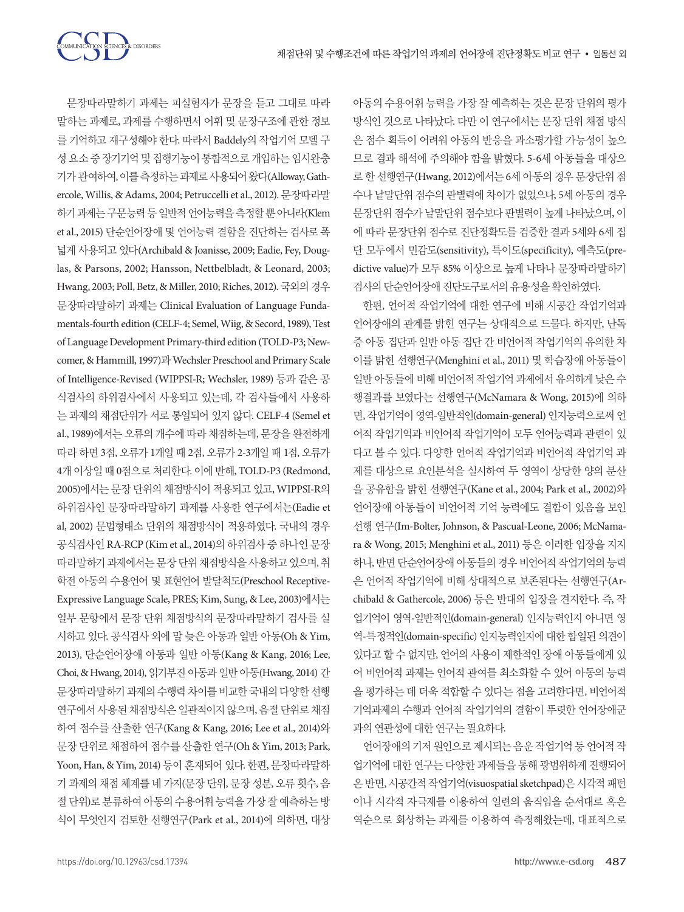문장따라말하기 과제는 피실험자가 문장을 듣고 그대로 따라 말하는 과제로, 과제를 수행하면서 어휘 및 문장구조에 관한 정보를 기억하고 재구성해야 한다. 따라서 Baddely의 작업기억 모델 구성 요소 중 장기기억 및 집행기능이 통합적으로 개입하는 임시완충기가 관여하여, 이를 측정하는 과제로 사용되어 왔다(Alloway, Gathercole, Willis, & Adams, 2004; Petruccelli et al., 2012). 문장따라말하기 과제는 구문능력 등 일반적 언어능력을 측정할 뿐 아니라(Klem et al., 2015) 단순언어장애 및 언어능력 결함을 진단하는 검사로 폭넓게 사용되고 있다(Archibald & Joanisse, 2009; Eadie, Fey, Douglas, & Parsons, 2002; Hansson, Nettbelbladt, & Leonard, 2003; Hwang, 2003; Poll, Betz, & Miller, 2010; Riches, 2012). 국외의 경우 문장따라말하기 과제는 Clinical Evaluation of Language Fundamentals-fourth edition (CELF-4; Semel, Wiig, & Secord, 1989), Test of Language Development Primary-third edition (TOLD-P3; Newcomer, & Hammill, 1997)과 Wechsler Preschool and Primary Scale of Intelligence-Revised (WIPPSI-R; Wechsler, 1989) 등과 같은 공식검사의 하위검사에서 사용되고 있는데, 각 검사들에서 사용하는 과제의 채점단위가 서로 통일되어 있지 않다. CELF-4 (Semel et al., 1989)에서는 오류의 개수에 따라 채점하는데, 문장을 완전하게 따라 하면 3점, 오류가 1개일 때 2점, 오류가 2-3개일 때 1점, 오류가 4개 이상일 때 0점으로 처리한다. 이에 반해, TOLD-P3 (Redmond, 2005)에서는 문장 단위의 채점방식이 적용되고 있고, WIPPSI-R의 하위검사인 문장따라말하기 과제를 사용한 연구에서는(Eadie et al, 2002) 문법형태소 단위의 채점방식이 적용하였다. 국내의 경우 공식검사인 RA-RCP (Kim et al., 2014)의 하위검사 중 하나인 문장따라말하기 과제에서는 문장 단위 채점방식을 사용하고 있으며, 취학전 아동의 수용언어 및 표현언어 발달척도(Preschool Receptive-Expressive Language Scale, PRES; Kim, Sung, & Lee, 2003)에서는 일부 문항에서 문장 단위 채점방식의 문장따라말하기 검사를 실시하고 있다. 공식검사 외에 말 늦은 아동과 일반 아동(Oh & Yim, 2013), 단순언어장애 아동과 일반 아동(Kang & Kang, 2016; Lee, Choi, & Hwang, 2014), 읽기부진 아동과 일반 아동(Hwang, 2014) 간 문장따라말하기 과제의 수행력 차이를 비교한 국내의 다양한 선행연구에서 사용된 채점방식은 일관적이지 않으며, 음절 단위로 채점하여 점수를 산출한 연구(Kang & Kang, 2016; Lee et al., 2014)와 문장 단위로 채점하여 점수를 산출한 연구(Oh & Yim, 2013; Park, Yoon, Han, & Yim, 2014) 등이 혼재되어 있다. 한편, 문장따라말하기 과제의 채점 체계를 네 가지(문장 단위, 문장 성분, 오류 횟수, 음절 단위)로 분류하여 아동의 수용어휘 능력을 가장 잘 예측하는 방식이 무엇인지 검토한 선행연구(Park et al., 2014)에 의하면, 대상 아동의 수용어휘 능력을 가장 잘 예측하는 것은 문장 단위의 평가 방식인 것으로 나타났다. 다만 이 연구에서는 문장 단위 채점 방식은 점수 획득이 어려워 아동의 반응을 과소평가할 가능성이 높으므로 결과 해석에 주의해야 함을 밝혔다. 5-6세 아동들을 대상으로 한 선행연구(Hwang, 2012)에서는 6세 아동의 경우 문장단위 점수나 낱말단위 점수의 판별력에 차이가 없었으나, 5세 아동의 경우 문장단위 점수가 낱말단위 점수보다 판별력이 높게 나타났으며, 이에 따라 문장단위 점수로 진단정확도를 검증한 결과 5세와 6세 집단 모두에서 민감도(sensitivity), 특이도(specificity), 예측도(predictive value)가 모두 85% 이상으로 높게 나타나 문장따라말하기 검사의 단순언어장애 진단도구로서의 유용성을 확인하였다.

한편, 언어적 작업기억에 대한 연구에 비해 시공간 작업기억과 언어장애의 관계를 밝힌 연구는 상대적으로 드물다. 하지만, 난독증 아동 집단과 일반 아동 집단 간 비언어적 작업기억의 유의한 차이를 밝힌 선행연구(Menghini et al., 2011) 및 학습장애 아동들이 일반 아동들에 비해 비언어적 작업기억 과제에서 유의하게 낮은 수행결과를 보였다는 선행연구(McNamara & Wong, 2015)에 의하면, 작업기억이 영역-일반적인(domain-general) 인지능력으로써 언어적 작업기억과 비언어적 작업기억이 모두 언어능력과 관련이 있다고 볼 수 있다. 다양한 언어적 작업기억과 비언어적 작업기억 과제를 대상으로 요인분석을 실시하여 두 영역이 상당한 양의 분산을 공유함을 밝힌 선행연구(Kane et al., 2004; Park et al., 2002)와 언어장애 아동들이 비언어적 기억 능력에도 결함이 있음을 보인 선행 연구(Im-Bolter, Johnson, & Pascual-Leone, 2006; McNamara & Wong, 2015; Menghini et al., 2011) 등은 이러한 입장을 지지하나, 반면 단순언어장애 아동들의 경우 비언어적 작업기억의 능력은 언어적 작업기억에 비해 상대적으로 보존된다는 선행연구(Archibald & Gathercole, 2006) 등은 반대의 입장을 견지한다. 즉, 작업기억이 영역-일반적인(domain-general) 인지능력인지 아니면 영역-특정적인(domain-specific) 인지능력인지에 대한 합일된 의견이 있다고 할 수 없지만, 언어의 사용이 제한적인 장애 아동들에게 있어 비언어적 과제는 언어적 관여를 최소화할 수 있어 아동의 능력을 평가하는 데 더욱 적합할 수 있다는 점을 고려한다면, 비언어적 기억과제의 수행과 언어적 작업기억의 결함이 뚜렷한 언어장애군과의 연관성에 대한 연구는 필요하다.

언어장애의 기저 원인으로 제시되는 음운 작업기억 등 언어적 작업기억에 대한 연구는 다양한 과제들을 통해 광범위하게 진행되어 온 반면, 시공간적 작업기억(visuospatial sketchpad)은 시각적 패턴이나 시각적 자극제를 이용하여 일련의 움직임을 순서대로 혹은 역순으로 회상하는 과제를 이용하여 측정해왔는데, 대표적으로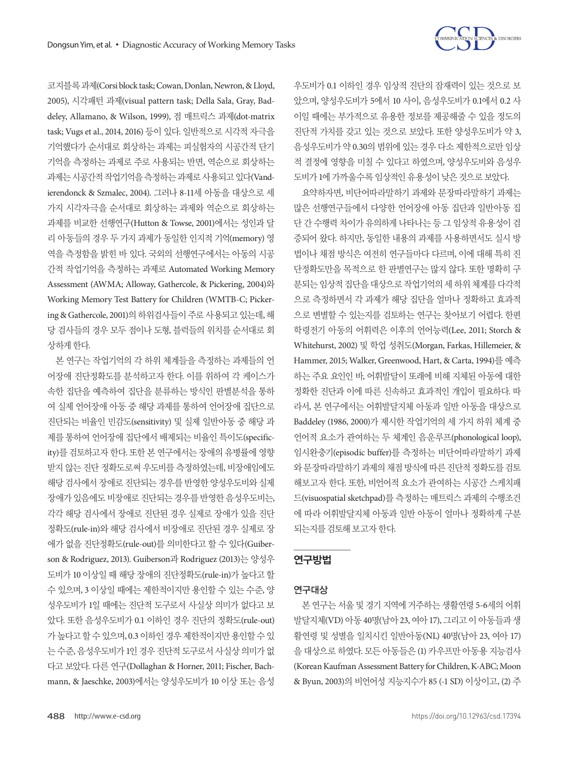코지블록 과제(Corsi block task; Cowan, Donlan, Newron, & Lloyd, 2005), 시각패턴 과제(visual pattern task; Della Sala, Gray, Baddeley, Allamano, & Wilson, 1999), 점 매트릭스 과제(dot-matrix task; Vugs et al., 2014, 2016) 등이 있다. 일반적으로 시각적 자극을 기억했다가 순서대로 회상하는 과제는 피실험자의 시공간적 단기기억을 측정하는 과제로 주로 사용되는 반면, 역순으로 회상하는 과제는 시공간적 작업기억을 측정하는 과제로 사용되고 있다(Vandierendonck & Szmalec, 2004). 그러나 8-11세 아동을 대상으로 세 가지 시각자극을 순서대로 회상하는 과제와 역순으로 회상하는 과제를 비교한 선행연구(Hutton & Towse, 2001)에서는 성인과 달리 아동들의 경우 두 가지 과제가 동일한 인지적 기억(memory) 영역을 측정함을 밝힌 바 있다. 국외의 선행연구에서는 아동의 시공간적 작업기억을 측정하는 과제로 Automated Working Memory Assessment (AWMA; Alloway, Gathercole, & Pickering, 2004)와 Working Memory Test Battery for Children (WMTB-C; Pickering & Gathercole, 2001)의 하위검사들이 주로 사용되고 있는데, 해당 검사들의 경우 모두 점이나 도형, 블럭들의 위치를 순서대로 회상하게 한다.

본 연구는 작업기억의 각 하위 체계들을 측정하는 과제들의 언어장애 진단정확도를 분석하고자 한다. 이를 위하여 각 케이스가 속한 집단을 예측하여 집단을 분류하는 방식인 판별분석을 통하여 실제 언어장애 아동 중 해당 과제를 통하여 언어장애 집단으로 진단되는 비율인 민감도(sensitivity) 및 실제 일반아동 중 해당 과제를 통하여 언어장애 집단에서 배제되는 비율인 특이도(specificity)를 검토하고자 한다. 또한 본 연구에서는 장애의 유병률에 영향 받지 않는 진단 정확도로써 우도비를 측정하였는데, 비장애임에도 해당 검사에서 장애로 진단되는 경우를 반영한 양성우도비와 실제 장애가 있음에도 비장애로 진단되는 경우를 반영한 음성우도비는, 각각 해당 검사에서 장애로 진단된 경우 실제로 장애가 있을 진단정확도(rule-in)와 해당 검사에서 비장애로 진단된 경우 실제로 장애가 없을 진단정확도(rule-out)를 의미한다고 할 수 있다(Guiberson & Rodriguez, 2013). Guiberson과 Rodriguez (2013)는 양성우도비가 10 이상일 때 해당 장애의 진단정확도(rule-in)가 높다고 할 수 있으며, 3 이상일 때에는 제한적이지만 용인할 수 있는 수준, 양성우도비가 1일 때에는 진단적 도구로서 사실상 의미가 없다고 보았다. 또한 음성우도비가 0.1 이하인 경우 진단의 정확도(rule-out)가 높다고 할 수 있으며, 0.3 이하인 경우 제한적이지만 용인할 수 있는 수준, 음성우도비가 1인 경우 진단적 도구로서 사실상 의미가 없다고 보았다. 다른 연구(Dollaghan & Horner, 2011; Fischer, Bachmann, & Jaeschke, 2003)에서는 양성우도비가 10 이상 또는 음성우도비가 0.1 이하인 경우 임상적 진단의 잠재력이 있는 것으로 보았으며, 양성우도비가 5에서 10 사이, 음성우도비가 0.1에서 0.2 사이일 때에는 부가적으로 유용한 정보를 제공해줄 수 있을 정도의 진단적 가치를 갖고 있는 것으로 보았다. 또한 양성우도비가 약 3, 음성우도비가 약 0.30의 범위에 있는 경우 다소 제한적으로만 임상적 결정에 영향을 미칠 수 있다고 하였으며, 양성우도비와 음성우도비가 1에 가까울수록 임상적인 유용성이 낮은 것으로 보았다.

요약하자면, 비단어따라말하기 과제와 문장따라말하기 과제는 많은 선행연구들에서 다양한 언어장애 아동 집단과 일반아동 집단 간 수행력 차이가 유의하게 나타나는 등 그 임상적 유용성이 검증되어 왔다. 하지만, 동일한 내용의 과제를 사용하면서도 실시 방법이나 채점 방식은 여전히 연구들마다 다르며, 이에 대해 특히 진단정확도만을 목적으로 한 판별연구는 많지 않다. 또한 명확히 구분되는 임상적 집단을 대상으로 작업기억의 세 하위 체계를 다각적으로 측정하면서 각 과제가 해당 집단을 얼마나 정확하고 효과적으로 변별할 수 있는지를 검토하는 연구는 찾아보기 어렵다. 한편 학령전기 아동의 어휘력은 이후의 언어능력(Lee, 2011; Storch & Whitehurst, 2002) 및 학업 성취도(Morgan, Farkas, Hillemeier, & Hammer, 2015; Walker, Greenwood, Hart, & Carta, 1994)를 예측하는 주요 요인인 바, 어휘발달이 또래에 비해 지체된 아동에 대한 정확한 진단과 이에 따른 신속하고 효과적인 개입이 필요하다. 따라서, 본 연구에서는 어휘발달지체 아동과 일반 아동을 대상으로 Baddeley (1986, 2000)가 제시한 작업기억의 세 가지 하위 체계 중 언어적 요소가 관여하는 두 체계인 음운루프(phonological loop), 임시완충기(episodic buffer)를 측정하는 비단어따라말하기 과제와 문장따라말하기 과제의 채점 방식에 따른 진단적 정확도를 검토해보고자 한다. 또한, 비언어적 요소가 관여하는 시공간 스케치패드(visuospatial sketchpad)를 측정하는 매트릭스 과제의 수행조건에 따라 어휘발달지체 아동과 일반 아동이 얼마나 정확하게 구분되는지를 검토해 보고자 한다.

## 연구방법

### 연구대상

본 연구는 서울 및 경기 지역에 거주하는 생활연령 5-6세의 어휘발달지체(VD) 아동 40명(남아 23, 여아 17), 그리고 이 아동들과 생활연령 및 성별을 일치시킨 일반아동(NL) 40명(남아 23, 여아 17)을 대상으로 하였다. 모든 아동들은 (1) 카우프만 아동용 지능검사(Korean Kaufman Assessment Battery for Children, K-ABC; Moon & Byun, 2003)의 비언어성 지능지수가 85 (-1 SD) 이상이고, (2) 주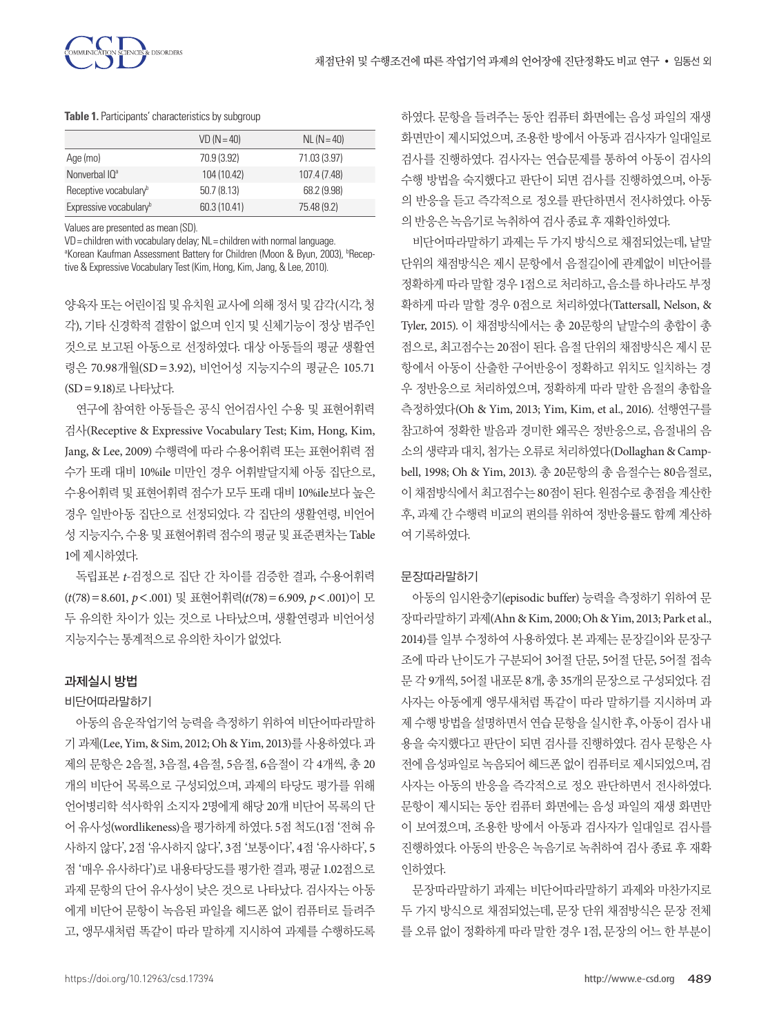**Table 1.** Participants' characteristics by subgroup

| | VD (N=40) | NL (N=40) |
|---|---|---|
| Age (mo) | 70.9 (3.92) | 71.03 (3.97) |
| Nonverbal IQ[a] | 104 (10.42) | 107.4 (7.48) |
| Receptive vocabulary[b] | 50.7 (8.13) | 68.2 (9.98) |
| Expressive vocabulary[b] | 60.3 (10.41) | 75.48 (9.2) |

Values are presented as mean (SD).
VD=children with vocabulary delay; NL=children with normal language.
[a]Korean Kaufman Assessment Battery for Children (Moon & Byun, 2003), [b]Receptive & Expressive Vocabulary Test (Kim, Hong, Kim, Jang, & Lee, 2010).

양육자 또는 어린이집 및 유치원 교사에 의해 정서 및 감각(시각, 청각), 기타 신경학적 결함이 없으며 인지 및 신체기능이 정상 범주인 것으로 보고된 아동으로 선정하였다. 대상 아동들의 평균 생활연령은 70.98개월(SD=3.92), 비언어성 지능지수의 평균은 105.71 (SD=9.18)로 나타났다.

연구에 참여한 아동들은 공식 언어검사인 수용 및 표현어휘력 검사(Receptive & Expressive Vocabulary Test; Kim, Hong, Kim, Jang, & Lee, 2009) 수행력에 따라 수용어휘력 또는 표현어휘력 점수가 또래 대비 10%ile 미만인 경우 어휘발달지체 아동 집단으로, 수용어휘력 및 표현어휘력 점수가 모두 또래 대비 10%ile보다 높은 경우 일반아동 집단으로 선정되었다. 각 집단의 생활연령, 비언어성 지능지수, 수용 및 표현어휘력 점수의 평균 및 표준편차는 Table 1에 제시하였다.

독립표본 *t*-검정으로 집단 간 차이를 검증한 결과, 수용어휘력 ($t(78)=8.601$, $p<.001$) 및 표현어휘력($t(78)=6.909$, $p<.001$)이 모두 유의한 차이가 있는 것으로 나타났으며, 생활연령과 비언어성 지능지수는 통계적으로 유의한 차이가 없었다.

## 과제실시 방법

### 비단어따라말하기

아동의 음운작업기억 능력을 측정하기 위하여 비단어따라말하기 과제(Lee, Yim, & Sim, 2012; Oh & Yim, 2013)를 사용하였다. 과제의 문항은 2음절, 3음절, 4음절, 5음절, 6음절이 각 4개씩, 총 20개의 비단어 목록으로 구성되었으며, 과제의 타당도 평가를 위해 언어병리학 석사학위 소지자 2명에게 해당 20개 비단어 목록의 단어 유사성(wordlikeness)을 평가하게 하였다. 5점 척도(1점 '전혀 유사하지 않다', 2점 '유사하지 않다', 3점 '보통이다', 4점 '유사하다', 5점 '매우 유사하다')로 내용타당도를 평가한 결과, 평균 1.02점으로 과제 문항의 단어 유사성이 낮은 것으로 나타났다. 검사자는 아동에게 비단어 문항이 녹음된 파일을 헤드폰 없이 컴퓨터로 들려주고, 앵무새처럼 똑같이 따라 말하게 지시하여 과제를 수행하도록 하였다. 문항을 들려주는 동안 컴퓨터 화면에는 음성 파일의 재생 화면만이 제시되었으며, 조용한 방에서 아동과 검사자가 일대일로 검사를 진행하였다. 검사자는 연습문제를 통하여 아동이 검사의 수행 방법을 숙지했다고 판단이 되면 검사를 진행하였으며, 아동의 반응을 듣고 즉각적으로 정오를 판단하면서 전사하였다. 아동의 반응은 녹음기로 녹취하여 검사 종료 후 재확인하였다.

비단어따라말하기 과제는 두 가지 방식으로 채점되었는데, 낱말 단위의 채점방식은 제시 문항에서 음절길이에 관계없이 비단어를 정확하게 따라 말할 경우 1점으로 처리하고, 음소를 하나라도 부정확하게 따라 말할 경우 0점으로 처리하였다(Tattersall, Nelson, & Tyler, 2015). 이 채점방식에서는 총 20문항의 낱말수의 총합이 총점으로, 최고점수는 20점이 된다. 음절 단위의 채점방식은 제시 문항에서 아동이 산출한 구어반응이 정확하고 위치도 일치하는 경우 정반응으로 처리하였으며, 정확하게 따라 말한 음절의 총합을 측정하였다(Oh & Yim, 2013; Yim, Kim, et al., 2016). 선행연구를 참고하여 정확한 발음과 경미한 왜곡은 정반응으로, 음절내의 음소의 생략과 대치, 첨가는 오류로 처리하였다(Dollaghan & Campbell, 1998; Oh & Yim, 2013). 총 20문항의 총 음절수는 80음절로, 이 채점방식에서 최고점수는 80점이 된다. 원점수로 총점을 계산한 후, 과제 간 수행력 비교의 편의를 위하여 정반응률도 함께 계산하여 기록하였다.

### 문장따라말하기

아동의 임시완충기(episodic buffer) 능력을 측정하기 위하여 문장따라말하기 과제(Ahn & Kim, 2000; Oh & Yim, 2013; Park et al., 2014)를 일부 수정하여 사용하였다. 본 과제는 문장길이와 문장구조에 따라 난이도가 구분되어 3어절 단문, 5어절 단문, 5어절 접속문 각 9개씩, 5어절 내포문 8개, 총 35개의 문장으로 구성되었다. 검사자는 아동에게 앵무새처럼 똑같이 따라 말하기를 지시하며 과제 수행 방법을 설명하면서 연습 문항을 실시한 후, 아동이 검사 내용을 숙지했다고 판단이 되면 검사를 진행하였다. 검사 문항은 사전에 음성파일로 녹음되어 헤드폰 없이 컴퓨터로 제시되었으며, 검사자는 아동의 반응을 즉각적으로 정오 판단하면서 전사하였다. 문항이 제시되는 동안 컴퓨터 화면에는 음성 파일의 재생 화면만이 보여졌으며, 조용한 방에서 아동과 검사자가 일대일로 검사를 진행하였다. 아동의 반응은 녹음기로 녹취하여 검사 종료 후 재확인하였다.

문장따라말하기 과제는 비단어따라말하기 과제와 마찬가지로 두 가지 방식으로 채점되었는데, 문장 단위 채점방식은 문장 전체를 오류 없이 정확하게 따라 말한 경우 1점, 문장의 어느 한 부분이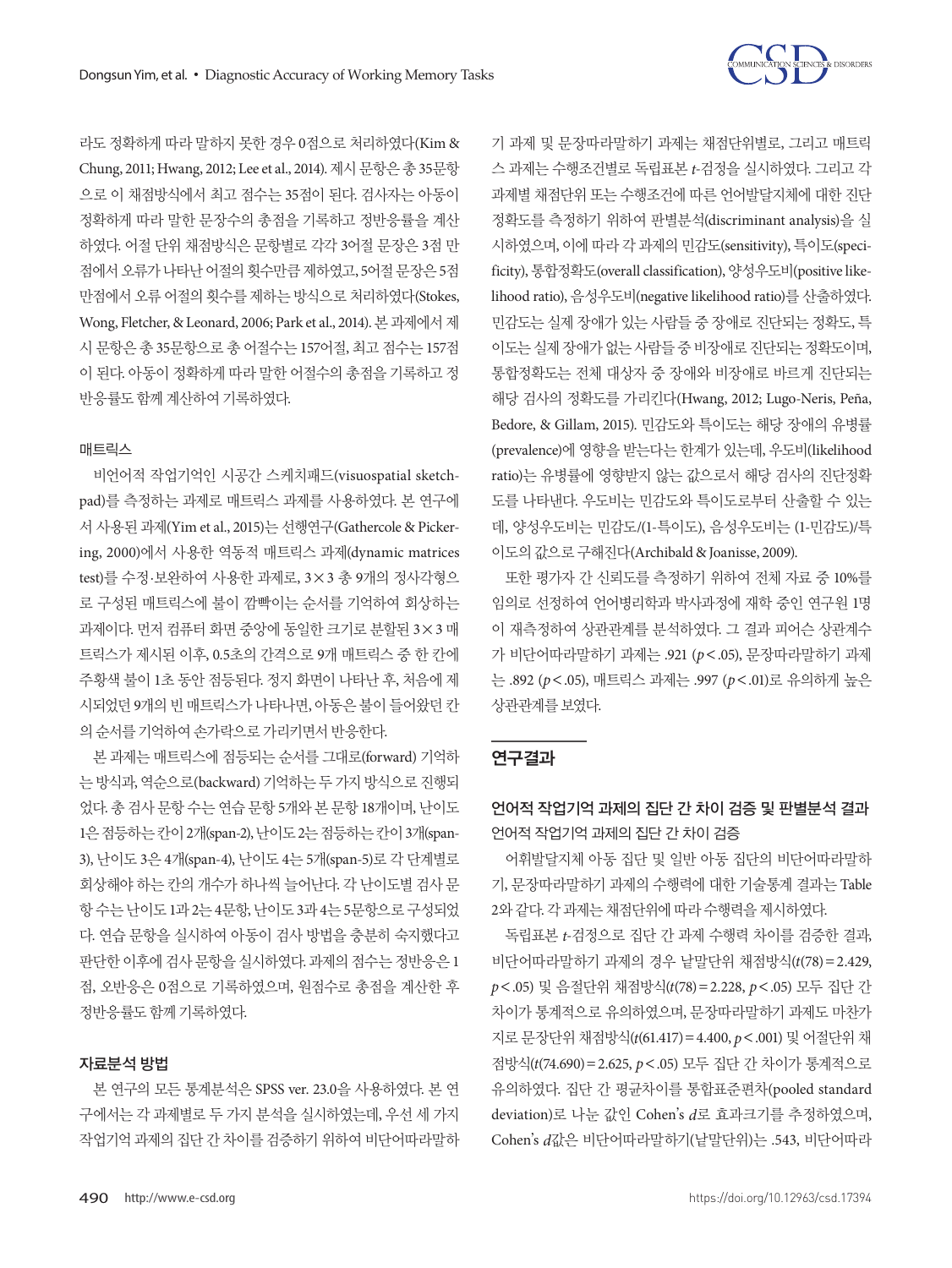라도 정확하게 따라 말하지 못한 경우 0점으로 처리하였다(Kim & Chung, 2011; Hwang, 2012; Lee et al., 2014). 제시 문항은 총 35문항으로 이 채점방식에서 최고 점수는 35점이 된다. 검사자는 아동이 정확하게 따라 말한 문장수의 총점을 기록하고 정반응률을 계산하였다. 어절 단위 채점방식은 문항별로 각각 3어절 문장은 3점 만점에서 오류가 나타난 어절의 횟수만큼 제하였고, 5어절 문장은 5점 만점에서 오류 어절의 횟수를 제하는 방식으로 처리하였다(Stokes, Wong, Fletcher, & Leonard, 2006; Park et al., 2014). 본 과제에서 제시 문항은 총 35문항으로 총 어절수는 157어절, 최고 점수는 157점이 된다. 아동이 정확하게 따라 말한 어절수의 총점을 기록하고 정반응률도 함께 계산하여 기록하였다.

### 매트릭스

비언어적 작업기억인 시공간 스케치패드(visuospatial sketchpad)를 측정하는 과제로 매트릭스 과제를 사용하였다. 본 연구에서 사용된 과제(Yim et al., 2015)는 선행연구(Gathercole & Pickering, 2000)에서 사용한 역동적 매트릭스 과제(dynamic matrices test)를 수정·보완하여 사용한 과제로, 3×3 총 9개의 정사각형으로 구성된 매트릭스에 불이 깜빡이는 순서를 기억하여 회상하는 과제이다. 먼저 컴퓨터 화면 중앙에 동일한 크기로 분할된 3×3 매트릭스가 제시된 이후, 0.5초의 간격으로 9개 매트릭스 중 한 칸에 주황색 불이 1초 동안 점등된다. 정지 화면이 나타난 후, 처음에 제시되었던 9개의 빈 매트릭스가 나타나면, 아동은 불이 들어왔던 칸의 순서를 기억하여 손가락으로 가리키면서 반응한다.

본 과제는 매트릭스에 점등되는 순서를 그대로(forward) 기억하는 방식과, 역순으로(backward) 기억하는 두 가지 방식으로 진행되었다. 총 검사 문항 수는 연습 문항 5개와 본 문항 18개이며, 난이도 1은 점등하는 칸이 2개(span-2), 난이도 2는 점등하는 칸이 3개(span-3), 난이도 3은 4개(span-4), 난이도 4는 5개(span-5)로 각 단계별로 회상해야 하는 칸의 개수가 하나씩 늘어난다. 각 난이도별 검사 문항 수는 난이도 1과 2는 4문항, 난이도 3과 4는 5문항으로 구성되었다. 연습 문항을 실시하여 아동이 검사 방법을 충분히 숙지했다고 판단한 이후에 검사 문항을 실시하였다. 과제의 점수는 정반응은 1점, 오반응은 0점으로 기록하였으며, 원점수로 총점을 계산한 후 정반응률도 함께 기록하였다.

## 자료분석 방법

본 연구의 모든 통계분석은 SPSS ver. 23.0을 사용하였다. 본 연구에서는 각 과제별로 두 가지 분석을 실시하였는데, 우선 세 가지 작업기억 과제의 집단 간 차이를 검증하기 위하여 비단어따라말하기 과제 및 문장따라말하기 과제는 채점단위별로, 그리고 매트릭스 과제는 수행조건별로 독립표본 *t*-검정을 실시하였다. 그리고 각 과제별 채점단위 또는 수행조건에 따른 언어발달지체에 대한 진단 정확도를 측정하기 위하여 판별분석(discriminant analysis)을 실시하였으며, 이에 따라 각 과제의 민감도(sensitivity), 특이도(specificity), 통합정확도(overall classification), 양성우도비(positive likelihood ratio), 음성우도비(negative likelihood ratio)를 산출하였다. 민감도는 실제 장애가 있는 사람들 중 장애로 진단되는 정확도, 특이도는 실제 장애가 없는 사람들 중 비장애로 진단되는 정확도이며, 통합정확도는 전체 대상자 중 장애와 비장애로 바르게 진단되는 해당 검사의 정확도를 가리킨다(Hwang, 2012; Lugo-Neris, Peña, Bedore, & Gillam, 2015). 민감도와 특이도는 해당 장애의 유병률(prevalence)에 영향을 받는다는 한계가 있는데, 우도비(likelihood ratio)는 유병률에 영향받지 않는 값으로서 해당 검사의 진단정확도를 나타낸다. 우도비는 민감도와 특이도로부터 산출할 수 있는데, 양성우도비는 민감도/(1-특이도), 음성우도비는 (1-민감도)/특이도의 값으로 구해진다(Archibald & Joanisse, 2009).

또한 평가자 간 신뢰도를 측정하기 위하여 전체 자료 중 10%를 임의로 선정하여 언어병리학과 박사과정에 재학 중인 연구원 1명이 재측정하여 상관관계를 분석하였다. 그 결과 피어슨 상관계수가 비단어따라말하기 과제는 .921 ($p<.05$), 문장따라말하기 과제는 .892 ($p<.05$), 매트릭스 과제는 .997 ($p<.01$)로 유의하게 높은 상관관계를 보였다.

# 연구결과

## 언어적 작업기억 과제의 집단 간 차이 검증 및 판별분석 결과

### 언어적 작업기억 과제의 집단 간 차이 검증

어휘발달지체 아동 집단 및 일반 아동 집단의 비단어따라말하기, 문장따라말하기 과제의 수행력에 대한 기술통계 결과는 Table 2와 같다. 각 과제는 채점단위에 따라 수행력을 제시하였다.

독립표본 *t*-검정으로 집단 간 과제 수행력 차이를 검증한 결과, 비단어따라말하기 과제의 경우 낱말단위 채점방식($t(78)=2.429$, $p<.05$) 및 음절단위 채점방식($t(78)=2.228$, $p<.05$) 모두 집단 간 차이가 통계적으로 유의하였으며, 문장따라말하기 과제도 마찬가지로 문장단위 채점방식($t(61.417)=4.400$, $p<.001$) 및 어절단위 채점방식($t(74.690)=2.625$, $p<.05$) 모두 집단 간 차이가 통계적으로 유의하였다. 집단 간 평균차이를 통합표준편차(pooled standard deviation)로 나눈 값인 Cohen's *d*로 효과크기를 추정하였으며, Cohen's *d*값은 비단어따라말하기(낱말단위)는 .543, 비단어따라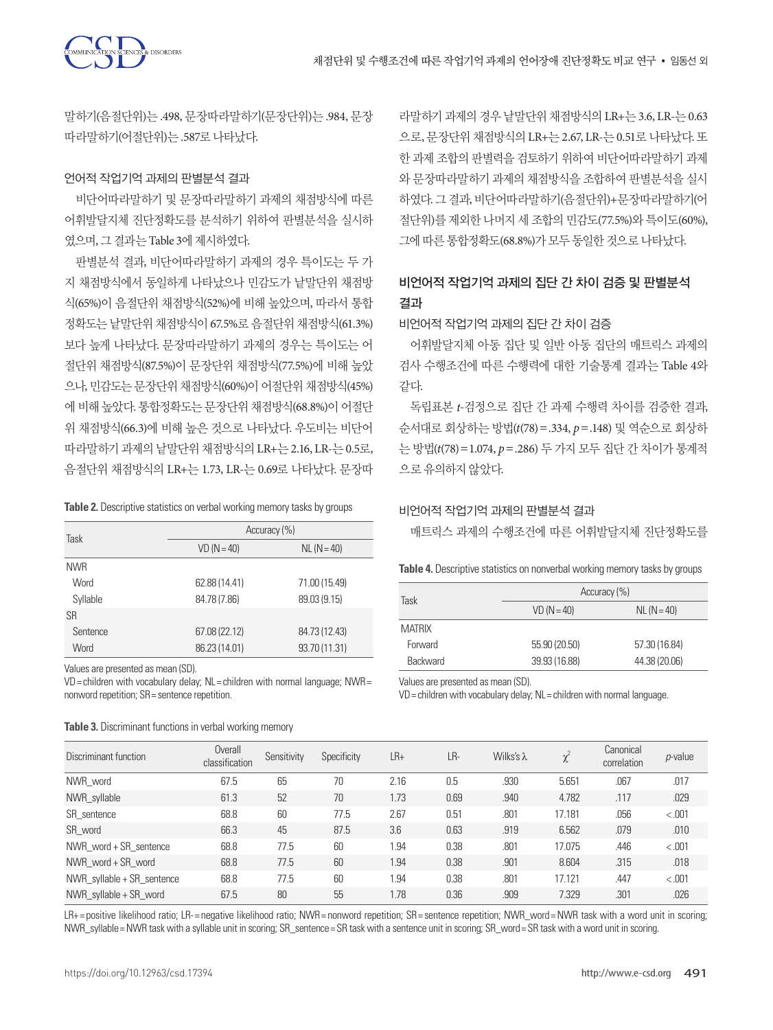말하기(음절단위)는 .498, 문장따라말하기(문장단위)는 .984, 문장따라말하기(어절단위)는 .587로 나타났다.

### 언어적 작업기억 과제의 판별분석 결과

비단어따라말하기 및 문장따라말하기 과제의 채점방식에 따른 어휘발달지체 진단정확도를 분석하기 위하여 판별분석을 실시하였으며, 그 결과는 Table 3에 제시하였다.

판별분석 결과, 비단어따라말하기 과제의 경우 특이도는 두 가지 채점방식에서 동일하게 나타났으나 민감도가 낱말단위 채점방식(65%)이 음절단위 채점방식(52%)에 비해 높았으며, 따라서 통합정확도는 낱말단위 채점방식이 67.5%로 음절단위 채점방식(61.3%)보다 높게 나타났다. 문장따라말하기 과제의 경우는 특이도는 어절단위 채점방식(87.5%)이 문장단위 채점방식(77.5%)에 비해 높았으나, 민감도는 문장단위 채점방식(60%)이 어절단위 채점방식(45%)에 비해 높았다. 통합정확도는 문장단위 채점방식(68.8%)이 어절단위 채점방식(66.3)에 비해 높은 것으로 나타났다. 우도비는 비단어따라말하기 과제의 낱말단위 채점방식의 LR+는 2.16, LR-는 0.5로, 음절단위 채점방식의 LR+는 1.73, LR-는 0.69로 나타났다. 문장따라말하기 과제의 경우 낱말단위 채점방식의 LR+는 3.6, LR-는 0.63으로, 문장단위 채점방식의 LR+는 2.67, LR-는 0.51로 나타났다. 또한 과제 조합의 판별력을 검토하기 위하여 비단어따라말하기 과제와 문장따라말하기 과제의 채점방식을 조합하여 판별분석을 실시하였다. 그 결과, 비단어따라말하기(음절단위)+문장따라말하기(어절단위)를 제외한 나머지 세 조합의 민감도(77.5%)와 특이도(60%), 그에 따른 통합정확도(68.8%)가 모두 동일한 것으로 나타났다.

**Table 2.** Descriptive statistics on verbal working memory tasks by groups

| Task | Accuracy (%) | |
|---|---|---|
| | VD (N = 40) | NL (N = 40) |
| NWR | | |
| Word | 62.88 (14.41) | 71.00 (15.49) |
| Syllable | 84.78 (7.86) | 89.03 (9.15) |
| SR | | |
| Sentence | 67.08 (22.12) | 84.73 (12.43) |
| Word | 86.23 (14.01) | 93.70 (11.31) |

Values are presented as mean (SD).
VD = children with vocabulary delay; NL = children with normal language; NWR = nonword repetition; SR = sentence repetition.

## 비언어적 작업기억 과제의 집단 간 차이 검증 및 판별분석 결과

### 비언어적 작업기억 과제의 집단 간 차이 검증

어휘발달지체 아동 집단 및 일반 아동 집단의 매트릭스 과제의 검사 수행조건에 따른 수행력에 대한 기술통계 결과는 Table 4와 같다.

독립표본 *t*-검정으로 집단 간 과제 수행력 차이를 검증한 결과, 순서대로 회상하는 방법($t(78) = .334$, $p = .148$) 및 역순으로 회상하는 방법($t(78) = 1.074$, $p = .286$) 두 가지 모두 집단 간 차이가 통계적으로 유의하지 않았다.

### 비언어적 작업기억 과제의 판별분석 결과

매트릭스 과제의 수행조건에 따른 어휘발달지체 진단정확도를

**Table 4.** Descriptive statistics on nonverbal working memory tasks by groups

| Task | Accuracy (%) | |
|---|---|---|
| | VD (N = 40) | NL (N = 40) |
| MATRIX | | |
| Forward | 55.90 (20.50) | 57.30 (16.84) |
| Backward | 39.93 (16.88) | 44.38 (20.06) |

Values are presented as mean (SD).
VD = children with vocabulary delay; NL = children with normal language.

**Table 3.** Discriminant functions in verbal working memory

| Discriminant function | Overall classification | Sensitivity | Specificity | LR+ | LR- | Wilks's λ | $\chi^2$ | Canonical correlation | *p*-value |
|---|---|---|---|---|---|---|---|---|---|
| NWR_word | 67.5 | 65 | 70 | 2.16 | 0.5 | .930 | 5.651 | .067 | .017 |
| NWR_syllable | 61.3 | 52 | 70 | 1.73 | 0.69 | .940 | 4.782 | .117 | .029 |
| SR_sentence | 68.8 | 60 | 77.5 | 2.67 | 0.51 | .801 | 17.181 | .056 | < .001 |
| SR_word | 66.3 | 45 | 87.5 | 3.6 | 0.63 | .919 | 6.562 | .079 | .010 |
| NWR_word + SR_sentence | 68.8 | 77.5 | 60 | 1.94 | 0.38 | .801 | 17.075 | .446 | < .001 |
| NWR_word + SR_word | 68.8 | 77.5 | 60 | 1.94 | 0.38 | .901 | 8.604 | .315 | .018 |
| NWR_syllable + SR_sentence | 68.8 | 77.5 | 60 | 1.94 | 0.38 | .801 | 17.121 | .447 | < .001 |
| NWR_syllable + SR_word | 67.5 | 80 | 55 | 1.78 | 0.36 | .909 | 7.329 | .301 | .026 |

LR+ = positive likelihood ratio; LR- = negative likelihood ratio; NWR = nonword repetition; SR = sentence repetition; NWR_word = NWR task with a word unit in scoring; NWR_syllable = NWR task with a syllable unit in scoring; SR_sentence = SR task with a sentence unit in scoring; SR_word = SR task with a word unit in scoring.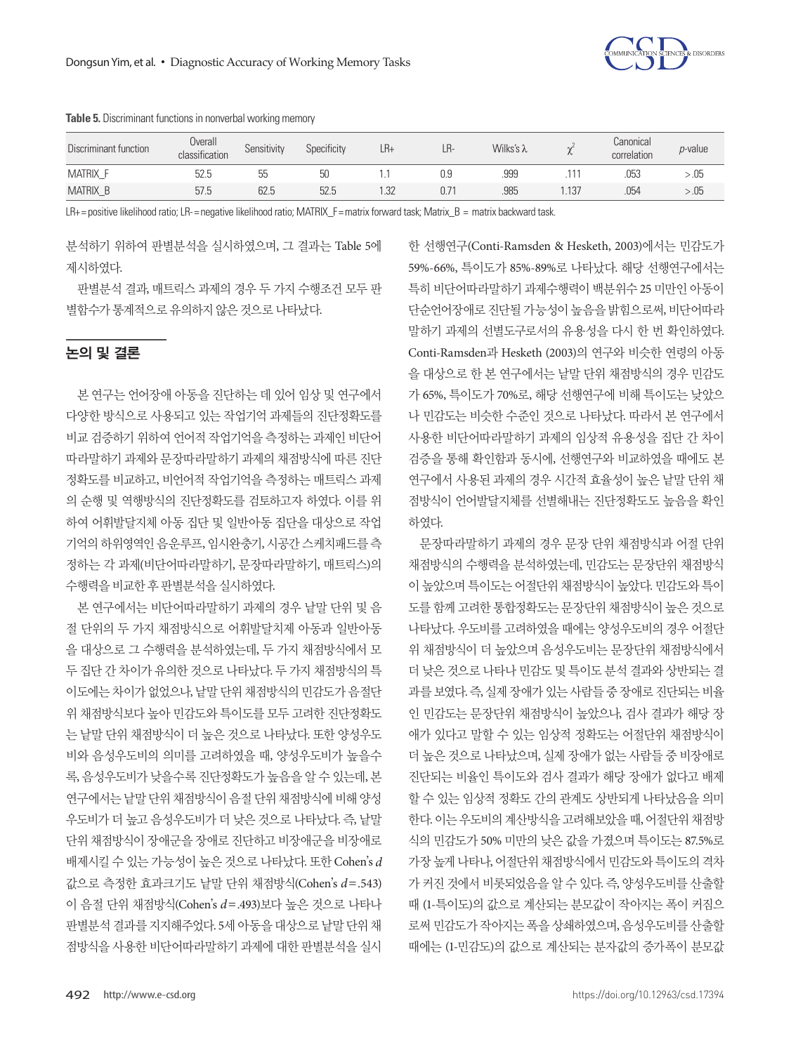**Table 5.** Discriminant functions in nonverbal working memory

| Discriminant function | Overall classification | Sensitivity | Specificity | LR+ | LR- | Wilks's λ | $\chi^2$ | Canonical correlation | *p*-value |
|---|---|---|---|---|---|---|---|---|---|
| MATRIX_F | 52.5 | 55 | 50 | 1.1 | 0.9 | .999 | .111 | .053 | > .05 |
| MATRIX_B | 57.5 | 62.5 | 52.5 | 1.32 | 0.71 | .985 | 1.137 | .054 | > .05 |

LR+ = positive likelihood ratio; LR- = negative likelihood ratio; MATRIX_F = matrix forward task; Matrix_B = matrix backward task.

분석하기 위하여 판별분석을 실시하였으며, 그 결과는 Table 5에 제시하였다.

판별분석 결과, 매트릭스 과제의 경우 두 가지 수행조건 모두 판별함수가 통계적으로 유의하지 않은 것으로 나타났다.

## 논의 및 결론

본 연구는 언어장애 아동을 진단하는 데 있어 임상 및 연구에서 다양한 방식으로 사용되고 있는 작업기억 과제들의 진단정확도를 비교 검증하기 위하여 언어적 작업기억을 측정하는 과제인 비단어따라말하기 과제와 문장따라말하기 과제의 채점방식에 따른 진단정확도를 비교하고, 비언어적 작업기억을 측정하는 매트릭스 과제의 순행 및 역행방식의 진단정확도를 검토하고자 하였다. 이를 위하여 어휘발달지체 아동 집단 및 일반아동 집단을 대상으로 작업기억의 하위영역인 음운루프, 임시완충기, 시공간 스케치패드를 측정하는 각 과제(비단어따라말하기, 문장따라말하기, 매트릭스)의 수행력을 비교한 후 판별분석을 실시하였다.

본 연구에서는 비단어따라말하기 과제의 경우 낱말 단위 및 음절 단위의 두 가지 채점방식으로 어휘발달지체 아동과 일반아동을 대상으로 그 수행력을 분석하였는데, 두 가지 채점방식에서 모두 집단 간 차이가 유의한 것으로 나타났다. 두 가지 채점방식의 특이도에는 차이가 없었으나, 낱말 단위 채점방식의 민감도가 음절단위 채점방식보다 높아 민감도와 특이도를 모두 고려한 진단정확도는 낱말 단위 채점방식이 더 높은 것으로 나타났다. 또한 양성우도비와 음성우도비의 의미를 고려하였을 때, 양성우도비가 높을수록, 음성우도비가 낮을수록 진단정확도가 높음을 알 수 있는데, 본 연구에서는 낱말 단위 채점방식이 음절 단위 채점방식에 비해 양성우도비가 더 높고 음성우도비가 더 낮은 것으로 나타났다. 즉, 낱말 단위 채점방식이 장애군을 장애로 진단하고 비장애군을 비장애로 배제시킬 수 있는 가능성이 높은 것으로 나타났다. 또한 Cohen's *d* 값으로 측정한 효과크기도 낱말 단위 채점방식(Cohen's *d* = .543)이 음절 단위 채점방식(Cohen's *d* = .493)보다 높은 것으로 나타나 판별분석 결과를 지지해주었다. 5세 아동을 대상으로 낱말 단위 채점방식을 사용한 비단어따라말하기 과제에 대한 판별분석을 실시한 선행연구(Conti-Ramsden & Hesketh, 2003)에서는 민감도가 59%-66%, 특이도가 85%-89%로 나타났다. 해당 선행연구에서는 특히 비단어따라말하기 과제수행력이 백분위수 25 미만인 아동이 단순언어장애로 진단될 가능성이 높음을 밝힘으로써, 비단어따라말하기 과제의 선별도구로서의 유용성을 다시 한 번 확인하였다. Conti-Ramsden과 Hesketh (2003)의 연구와 비슷한 연령의 아동을 대상으로 한 본 연구에서는 낱말 단위 채점방식의 경우 민감도가 65%, 특이도가 70%로, 해당 선행연구에 비해 특이도는 낮았으나 민감도는 비슷한 수준인 것으로 나타났다. 따라서 본 연구에서 사용한 비단어따라말하기 과제의 임상적 유용성을 집단 간 차이 검증을 통해 확인함과 동시에, 선행연구와 비교하였을 때에도 본 연구에서 사용된 과제의 경우 시간적 효율성이 높은 낱말 단위 채점방식이 언어발달지체를 선별해내는 진단정확도도 높음을 확인하였다.

문장따라말하기 과제의 경우 문장 단위 채점방식과 어절 단위 채점방식의 수행력을 분석하였는데, 민감도는 문장단위 채점방식이 높았으며 특이도는 어절단위 채점방식이 높았다. 민감도와 특이도를 함께 고려한 통합정확도는 문장단위 채점방식이 높은 것으로 나타났다. 우도비를 고려하였을 때에는 양성우도비의 경우 어절단위 채점방식이 더 높았으며 음성우도비는 문장단위 채점방식에서 더 낮은 것으로 나타나 민감도 및 특이도 분석 결과와 상반되는 결과를 보였다. 즉, 실제 장애가 있는 사람들 중 장애로 진단되는 비율인 민감도는 문장단위 채점방식이 높았으나, 검사 결과가 해당 장애가 있다고 말할 수 있는 임상적 정확도는 어절단위 채점방식이 더 높은 것으로 나타났으며, 실제 장애가 없는 사람들 중 비장애로 진단되는 비율인 특이도와 검사 결과가 해당 장애가 없다고 배제할 수 있는 임상적 정확도 간의 관계도 상반되게 나타났음을 의미한다. 이는 우도비의 계산방식을 고려해보았을 때, 어절단위 채점방식의 민감도가 50% 미만의 낮은 값을 가졌으며 특이도는 87.5%로 가장 높게 나타나, 어절단위 채점방식에서 민감도와 특이도의 격차가 커진 것에서 비롯되었음을 알 수 있다. 즉, 양성우도비를 산출할 때 (1-특이도)의 값으로 계산되는 분모값이 작아지는 폭이 커짐으로써 민감도가 작아지는 폭을 상쇄하였으며, 음성우도비를 산출할 때에는 (1-민감도)의 값으로 계산되는 분자값의 증가폭이 분모값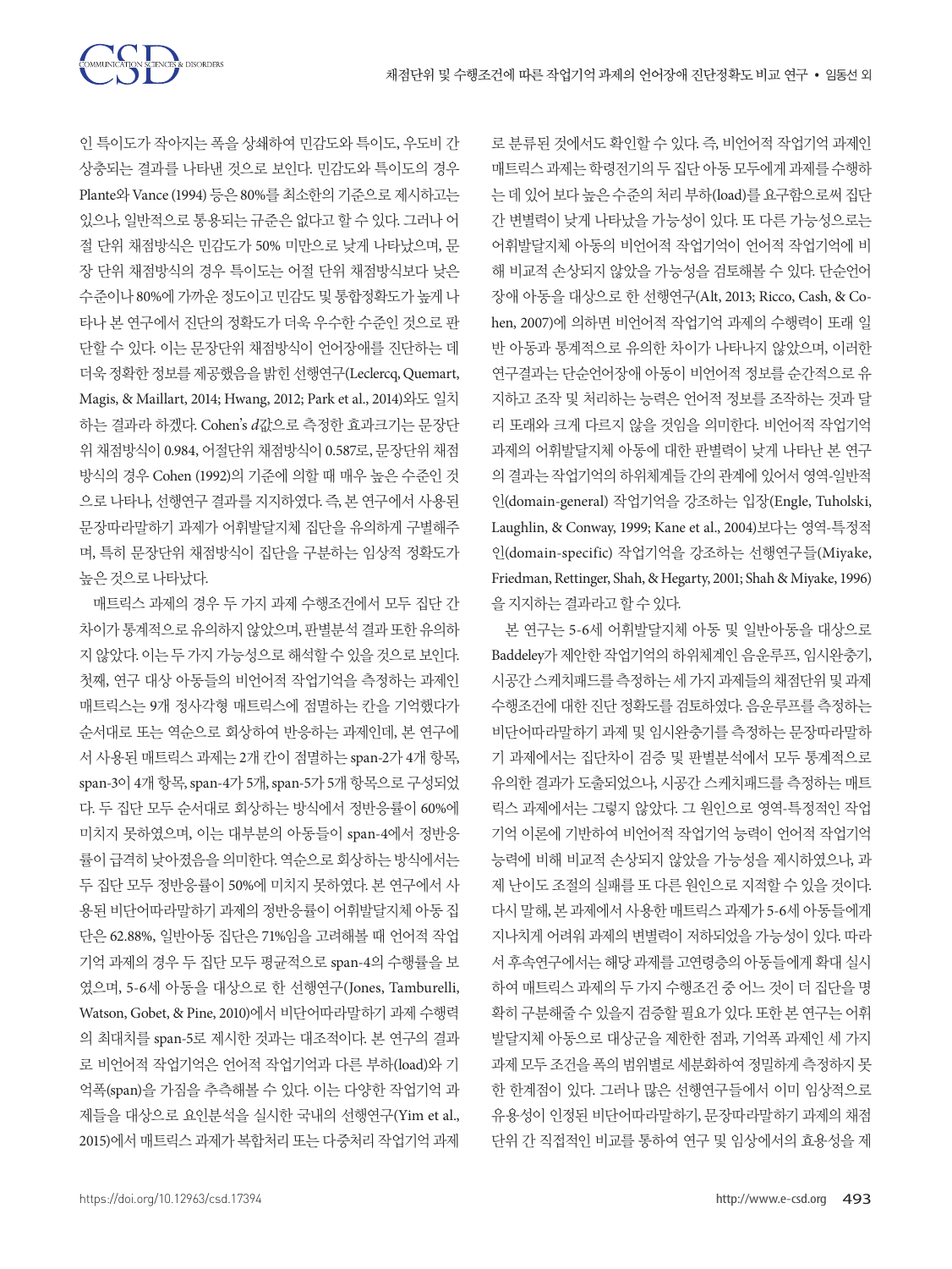인 특이도가 작아지는 폭을 상쇄하여 민감도와 특이도, 우도비 간 상충되는 결과를 나타낸 것으로 보인다. 민감도와 특이도의 경우 Plante와 Vance (1994) 등은 80%를 최소한의 기준으로 제시하고는 있으나, 일반적으로 통용되는 규준은 없다고 할 수 있다. 그러나 어절 단위 채점방식은 민감도가 50% 미만으로 낮게 나타났으며, 문장 단위 채점방식의 경우 특이도는 어절 단위 채점방식보다 낮은 수준이나 80%에 가까운 정도이고 민감도 및 통합정확도가 높게 나타나 본 연구에서 진단의 정확도가 더욱 우수한 수준인 것으로 판단할 수 있다. 이는 문장단위 채점방식이 언어장애를 진단하는 데 더욱 정확한 정보를 제공했음을 밝힌 선행연구(Leclercq, Quemart, Magis, & Maillart, 2014; Hwang, 2012; Park et al., 2014)와도 일치하는 결과라 하겠다. Cohen's *d*값으로 측정한 효과크기는 문장단위 채점방식이 0.984, 어절단위 채점방식이 0.587로, 문장단위 채점방식의 경우 Cohen (1992)의 기준에 의할 때 매우 높은 수준인 것으로 나타나, 선행연구 결과를 지지하였다. 즉, 본 연구에서 사용된 문장따라말하기 과제가 어휘발달지체 집단을 유의하게 구별해주며, 특히 문장단위 채점방식이 집단을 구분하는 임상적 정확도가 높은 것으로 나타났다.

매트릭스 과제의 경우 두 가지 과제 수행조건에서 모두 집단 간 차이가 통계적으로 유의하지 않았으며, 판별분석 결과 또한 유의하지 않았다. 이는 두 가지 가능성으로 해석할 수 있을 것으로 보인다. 첫째, 연구 대상 아동들의 비언어적 작업기억을 측정하는 과제인 매트릭스는 9개 정사각형 매트릭스에 점멸하는 칸을 기억했다가 순서대로 또는 역순으로 회상하여 반응하는 과제인데, 본 연구에서 사용된 매트릭스 과제는 2개 칸이 점멸하는 span-2가 4개 항목, span-3이 4개 항목, span-4가 5개, span-5가 5개 항목으로 구성되었다. 두 집단 모두 순서대로 회상하는 방식에서 정반응률이 60%에 미치지 못하였으며, 이는 대부분의 아동들이 span-4에서 정반응률이 급격히 낮아졌음을 의미한다. 역순으로 회상하는 방식에서는 두 집단 모두 정반응률이 50%에 미치지 못하였다. 본 연구에서 사용된 비단어따라말하기 과제의 정반응률이 어휘발달지체 아동 집단은 62.88%, 일반아동 집단은 71%임을 고려해볼 때 언어적 작업기억 과제의 경우 두 집단 모두 평균적으로 span-4의 수행률을 보였으며, 5-6세 아동을 대상으로 한 선행연구(Jones, Tamburelli, Watson, Gobet, & Pine, 2010)에서 비단어따라말하기 과제 수행력의 최대치를 span-5로 제시한 것과는 대조적이다. 본 연구의 결과로 비언어적 작업기억은 언어적 작업기억과 다른 부하(load)와 기억폭(span)을 가짐을 추측해볼 수 있다. 이는 다양한 작업기억 과제들을 대상으로 요인분석을 실시한 국내의 선행연구(Yim et al., 2015)에서 매트릭스 과제가 복합처리 또는 다중처리 작업기억 과제로 분류된 것에서도 확인할 수 있다. 즉, 비언어적 작업기억 과제인 매트릭스 과제는 학령전기의 두 집단 아동 모두에게 과제를 수행하는 데 있어 보다 높은 수준의 처리 부하(load)를 요구함으로써 집단 간 변별력이 낮게 나타났을 가능성이 있다. 또 다른 가능성으로는 어휘발달지체 아동의 비언어적 작업기억이 언어적 작업기억에 비해 비교적 손상되지 않았을 가능성을 검토해볼 수 있다. 단순언어장애 아동을 대상으로 한 선행연구(Alt, 2013; Ricco, Cash, & Cohen, 2007)에 의하면 비언어적 작업기억 과제의 수행력이 또래 일반 아동과 통계적으로 유의한 차이가 나타나지 않았으며, 이러한 연구결과는 단순언어장애 아동이 비언어적 정보를 순간적으로 유지하고 조작 및 처리하는 능력은 언어적 정보를 조작하는 것과 달리 또래와 크게 다르지 않을 것임을 의미한다. 비언어적 작업기억 과제의 어휘발달지체 아동에 대한 판별력이 낮게 나타난 본 연구의 결과는 작업기억의 하위체계들 간의 관계에 있어서 영역-일반적인(domain-general) 작업기억을 강조하는 입장(Engle, Tuholski, Laughlin, & Conway, 1999; Kane et al., 2004)보다는 영역-특정적인(domain-specific) 작업기억을 강조하는 선행연구들(Miyake, Friedman, Rettinger, Shah, & Hegarty, 2001; Shah & Miyake, 1996)을 지지하는 결과라고 할 수 있다.

본 연구는 5-6세 어휘발달지체 아동 및 일반아동을 대상으로 Baddeley가 제안한 작업기억의 하위체계인 음운루프, 임시완충기, 시공간 스케치패드를 측정하는 세 가지 과제들의 채점단위 및 과제 수행조건에 대한 진단 정확도를 검토하였다. 음운루프를 측정하는 비단어따라말하기 과제 및 임시완충기를 측정하는 문장따라말하기 과제에서는 집단차이 검증 및 판별분석에서 모두 통계적으로 유의한 결과가 도출되었으나, 시공간 스케치패드를 측정하는 매트릭스 과제에서는 그렇지 않았다. 그 원인으로 영역-특정적인 작업기억 이론에 기반하여 비언어적 작업기억 능력이 언어적 작업기억 능력에 비해 비교적 손상되지 않았을 가능성을 제시하였으나, 과제 난이도 조절의 실패를 또 다른 원인으로 지적할 수 있을 것이다. 다시 말해, 본 과제에서 사용한 매트릭스 과제가 5-6세 아동들에게 지나치게 어려워 과제의 변별력이 저하되었을 가능성이 있다. 따라서 후속연구에서는 해당 과제를 고연령층의 아동들에게 확대 실시하여 매트릭스 과제의 두 가지 수행조건 중 어느 것이 더 집단을 명확히 구분해줄 수 있을지 검증할 필요가 있다. 또한 본 연구는 어휘발달지체 아동으로 대상군을 제한한 점과, 기억폭 과제인 세 가지 과제 모두 조건을 폭의 범위별로 세분화하여 정밀하게 측정하지 못한 한계점이 있다. 그러나 많은 선행연구들에서 이미 임상적으로 유용성이 인정된 비단어따라말하기, 문장따라말하기 과제의 채점단위 간 직접적인 비교를 통하여 연구 및 임상에서의 효용성을 제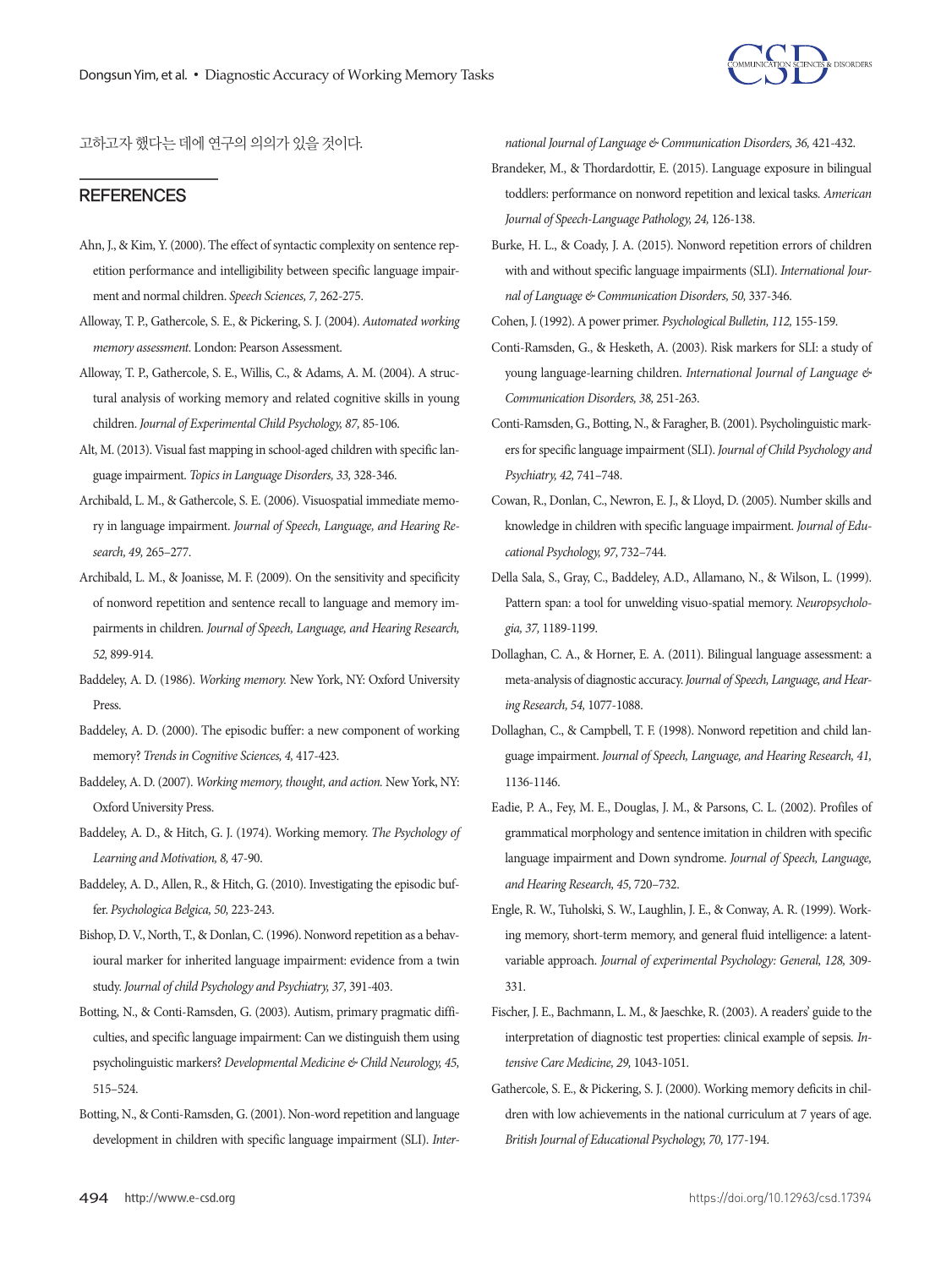고하고자 했다는 데에 연구의 의의가 있을 것이다.

## REFERENCES

Ahn, J., & Kim, Y. (2000). The effect of syntactic complexity on sentence repetition performance and intelligibility between specific language impairment and normal children. *Speech Sciences, 7,* 262-275.

Alloway, T. P., Gathercole, S. E., & Pickering, S. J. (2004). *Automated working memory assessment.* London: Pearson Assessment.

Alloway, T. P., Gathercole, S. E., Willis, C., & Adams, A. M. (2004). A structural analysis of working memory and related cognitive skills in young children. *Journal of Experimental Child Psychology, 87,* 85-106.

Alt, M. (2013). Visual fast mapping in school-aged children with specific language impairment. *Topics in Language Disorders, 33,* 328-346.

Archibald, L. M., & Gathercole, S. E. (2006). Visuospatial immediate memory in language impairment. *Journal of Speech, Language, and Hearing Research, 49,* 265–277.

Archibald, L. M., & Joanisse, M. F. (2009). On the sensitivity and specificity of nonword repetition and sentence recall to language and memory impairments in children. *Journal of Speech, Language, and Hearing Research, 52,* 899-914.

Baddeley, A. D. (1986). *Working memory.* New York, NY: Oxford University Press.

Baddeley, A. D. (2000). The episodic buffer: a new component of working memory? *Trends in Cognitive Sciences, 4,* 417-423.

Baddeley, A. D. (2007). *Working memory, thought, and action.* New York, NY: Oxford University Press.

Baddeley, A. D., & Hitch, G. J. (1974). Working memory. *The Psychology of Learning and Motivation, 8,* 47-90.

Baddeley, A. D., Allen, R., & Hitch, G. (2010). Investigating the episodic buffer. *Psychologica Belgica, 50,* 223-243.

Bishop, D. V., North, T., & Donlan, C. (1996). Nonword repetition as a behavioural marker for inherited language impairment: evidence from a twin study. *Journal of child Psychology and Psychiatry, 37,* 391-403.

Botting, N., & Conti-Ramsden, G. (2003). Autism, primary pragmatic difficulties, and specific language impairment: Can we distinguish them using psycholinguistic markers? *Developmental Medicine & Child Neurology, 45,* 515–524.

Botting, N., & Conti-Ramsden, G. (2001). Non-word repetition and language development in children with specific language impairment (SLI). *International Journal of Language & Communication Disorders, 36,* 421-432.

Brandeker, M., & Thordardottir, E. (2015). Language exposure in bilingual toddlers: performance on nonword repetition and lexical tasks. *American Journal of Speech-Language Pathology, 24,* 126-138.

Burke, H. L., & Coady, J. A. (2015). Nonword repetition errors of children with and without specific language impairments (SLI). *International Journal of Language & Communication Disorders, 50,* 337-346.

Cohen, J. (1992). A power primer. *Psychological Bulletin, 112,* 155-159.

Conti-Ramsden, G., & Hesketh, A. (2003). Risk markers for SLI: a study of young language-learning children. *International Journal of Language & Communication Disorders, 38,* 251-263.

Conti-Ramsden, G., Botting, N., & Faragher, B. (2001). Psycholinguistic markers for specific language impairment (SLI). *Journal of Child Psychology and Psychiatry, 42,* 741–748.

Cowan, R., Donlan, C., Newron, E. J., & Lloyd, D. (2005). Number skills and knowledge in children with specific language impairment. *Journal of Educational Psychology, 97,* 732–744.

Della Sala, S., Gray, C., Baddeley, A.D., Allamano, N., & Wilson, L. (1999). Pattern span: a tool for unwelding visuo-spatial memory. *Neuropsychologia, 37,* 1189-1199.

Dollaghan, C. A., & Horner, E. A. (2011). Bilingual language assessment: a meta-analysis of diagnostic accuracy. *Journal of Speech, Language, and Hearing Research, 54,* 1077-1088.

Dollaghan, C., & Campbell, T. F. (1998). Nonword repetition and child language impairment. *Journal of Speech, Language, and Hearing Research, 41,* 1136-1146.

Eadie, P. A., Fey, M. E., Douglas, J. M., & Parsons, C. L. (2002). Profiles of grammatical morphology and sentence imitation in children with specific language impairment and Down syndrome. *Journal of Speech, Language, and Hearing Research, 45,* 720–732.

Engle, R. W., Tuholski, S. W., Laughlin, J. E., & Conway, A. R. (1999). Working memory, short-term memory, and general fluid intelligence: a latent-variable approach. *Journal of experimental Psychology: General, 128,* 309-331.

Fischer, J. E., Bachmann, L. M., & Jaeschke, R. (2003). A readers' guide to the interpretation of diagnostic test properties: clinical example of sepsis. *Intensive Care Medicine, 29,* 1043-1051.

Gathercole, S. E., & Pickering, S. J. (2000). Working memory deficits in children with low achievements in the national curriculum at 7 years of age. *British Journal of Educational Psychology, 70,* 177-194.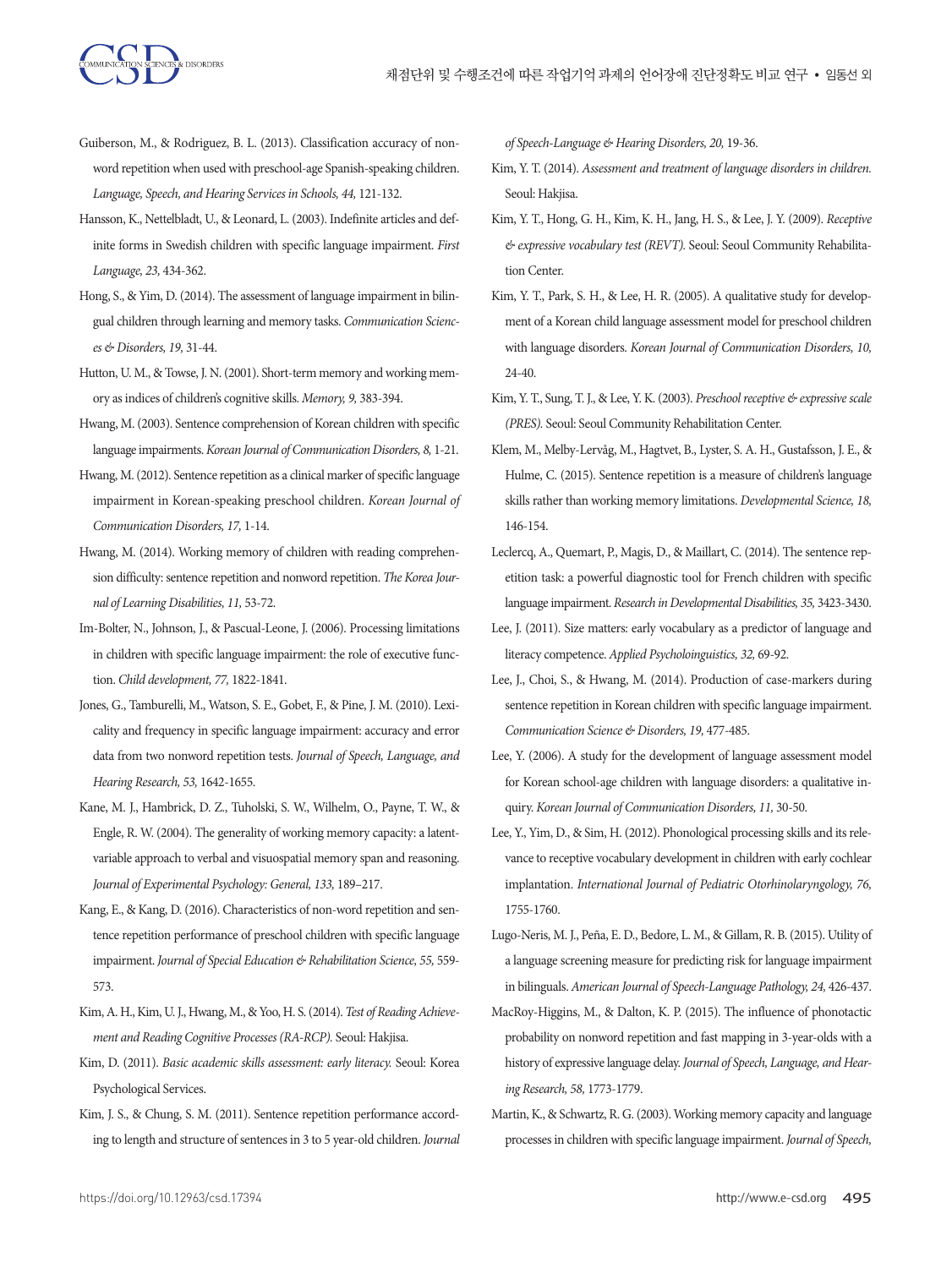Guiberson, M., & Rodriguez, B. L. (2013). Classification accuracy of nonword repetition when used with preschool-age Spanish-speaking children. *Language, Speech, and Hearing Services in Schools, 44,* 121-132.

Hansson, K., Nettelbladt, U., & Leonard, L. (2003). Indefinite articles and definite forms in Swedish children with specific language impairment. *First Language, 23,* 434-362.

Hong, S., & Yim, D. (2014). The assessment of language impairment in bilingual children through learning and memory tasks. *Communication Sciences & Disorders, 19,* 31-44.

Hutton, U. M., & Towse, J. N. (2001). Short-term memory and working memory as indices of children's cognitive skills. *Memory, 9,* 383-394.

Hwang, M. (2003). Sentence comprehension of Korean children with specific language impairments. *Korean Journal of Communication Disorders, 8,* 1-21.

Hwang, M. (2012). Sentence repetition as a clinical marker of specific language impairment in Korean-speaking preschool children. *Korean Journal of Communication Disorders, 17,* 1-14.

Hwang, M. (2014). Working memory of children with reading comprehension difficulty: sentence repetition and nonword repetition. *The Korea Journal of Learning Disabilities, 11,* 53-72.

Im-Bolter, N., Johnson, J., & Pascual-Leone, J. (2006). Processing limitations in children with specific language impairment: the role of executive function. *Child development, 77,* 1822-1841.

Jones, G., Tamburelli, M., Watson, S. E., Gobet, F., & Pine, J. M. (2010). Lexicality and frequency in specific language impairment: accuracy and error data from two nonword repetition tests. *Journal of Speech, Language, and Hearing Research, 53,* 1642-1655.

Kane, M. J., Hambrick, D. Z., Tuholski, S. W., Wilhelm, O., Payne, T. W., & Engle, R. W. (2004). The generality of working memory capacity: a latent-variable approach to verbal and visuospatial memory span and reasoning. *Journal of Experimental Psychology: General, 133,* 189–217.

Kang, E., & Kang, D. (2016). Characteristics of non-word repetition and sentence repetition performance of preschool children with specific language impairment. *Journal of Special Education & Rehabilitation Science, 55,* 559-573.

Kim, A. H., Kim, U. J., Hwang, M., & Yoo, H. S. (2014). *Test of Reading Achievement and Reading Cognitive Processes (RA-RCP).* Seoul: Hakjisa.

Kim, D. (2011). *Basic academic skills assessment: early literacy.* Seoul: Korea Psychological Services.

Kim, J. S., & Chung, S. M. (2011). Sentence repetition performance according to length and structure of sentences in 3 to 5 year-old children. *Journal of Speech-Language & Hearing Disorders, 20,* 19-36.

Kim, Y. T. (2014). *Assessment and treatment of language disorders in children.* Seoul: Hakjisa.

Kim, Y. T., Hong, G. H., Kim, K. H., Jang, H. S., & Lee, J. Y. (2009). *Receptive & expressive vocabulary test (REVT).* Seoul: Seoul Community Rehabilitation Center.

Kim, Y. T., Park, S. H., & Lee, H. R. (2005). A qualitative study for development of a Korean child language assessment model for preschool children with language disorders. *Korean Journal of Communication Disorders, 10,* 24-40.

Kim, Y. T., Sung, T. J., & Lee, Y. K. (2003). *Preschool receptive & expressive scale (PRES).* Seoul: Seoul Community Rehabilitation Center.

Klem, M., Melby-Lervåg, M., Hagtvet, B., Lyster, S. A. H., Gustafsson, J. E., & Hulme, C. (2015). Sentence repetition is a measure of children's language skills rather than working memory limitations. *Developmental Science, 18,* 146-154.

Leclercq, A., Quemart, P., Magis, D., & Maillart, C. (2014). The sentence repetition task: a powerful diagnostic tool for French children with specific language impairment. *Research in Developmental Disabilities, 35,* 3423-3430.

Lee, J. (2011). Size matters: early vocabulary as a predictor of language and literacy competence. *Applied Psycholoinguistics, 32,* 69-92.

Lee, J., Choi, S., & Hwang, M. (2014). Production of case-markers during sentence repetition in Korean children with specific language impairment. *Communication Science & Disorders, 19,* 477-485.

Lee, Y. (2006). A study for the development of language assessment model for Korean school-age children with language disorders: a qualitative inquiry. *Korean Journal of Communication Disorders, 11,* 30-50.

Lee, Y., Yim, D., & Sim, H. (2012). Phonological processing skills and its relevance to receptive vocabulary development in children with early cochlear implantation. *International Journal of Pediatric Otorhinolaryngology, 76,* 1755-1760.

Lugo-Neris, M. J., Peña, E. D., Bedore, L. M., & Gillam, R. B. (2015). Utility of a language screening measure for predicting risk for language impairment in bilinguals. *American Journal of Speech-Language Pathology, 24,* 426-437.

MacRoy-Higgins, M., & Dalton, K. P. (2015). The influence of phonotactic probability on nonword repetition and fast mapping in 3-year-olds with a history of expressive language delay. *Journal of Speech, Language, and Hearing Research, 58,* 1773-1779.

Martin, K., & Schwartz, R. G. (2003). Working memory capacity and language processes in children with specific language impairment. *Journal of Speech,*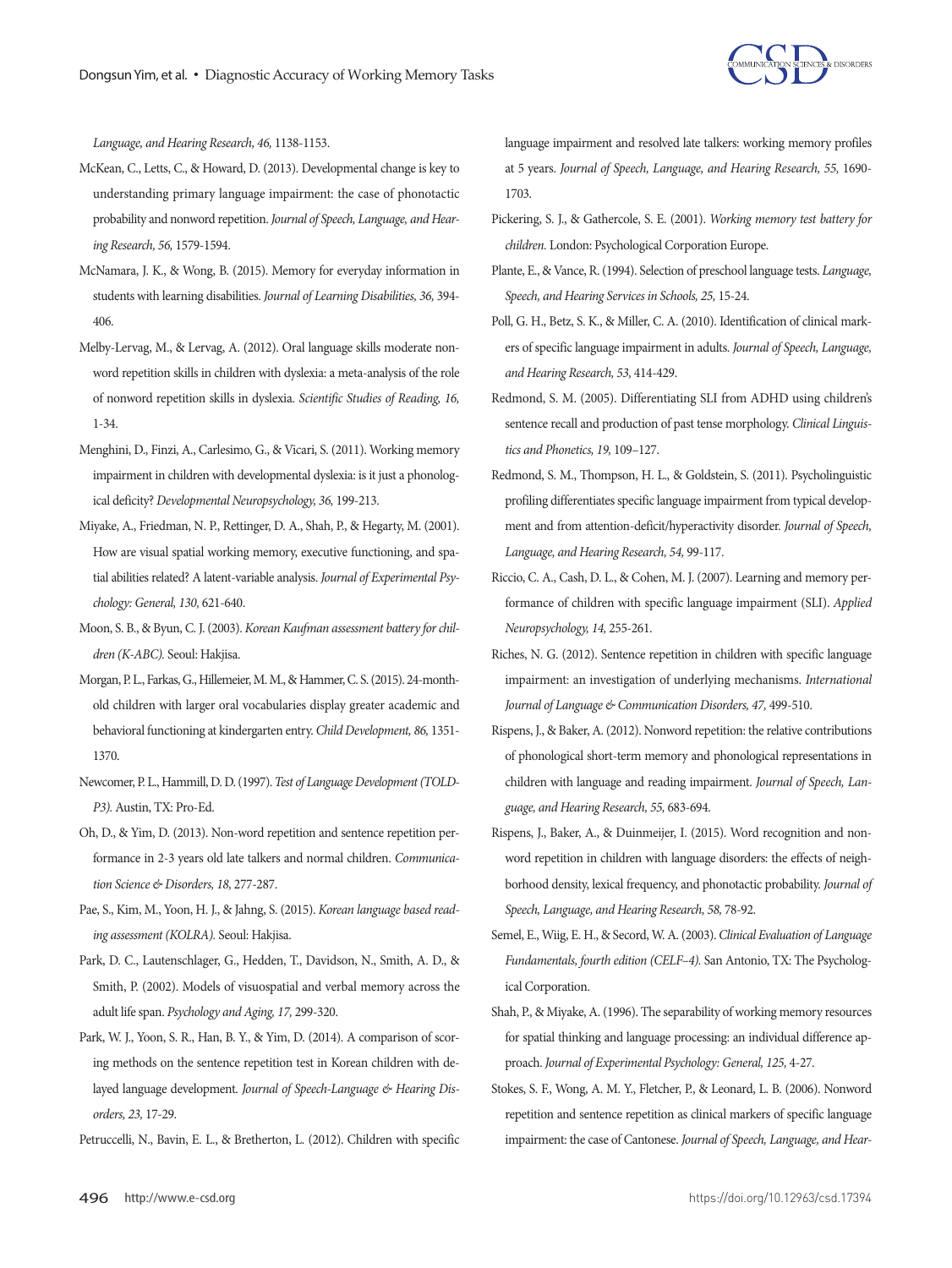*Language, and Hearing Research, 46,* 1138-1153.

McKean, C., Letts, C., & Howard, D. (2013). Developmental change is key to understanding primary language impairment: the case of phonotactic probability and nonword repetition. *Journal of Speech, Language, and Hearing Research, 56,* 1579-1594.

McNamara, J. K., & Wong, B. (2015). Memory for everyday information in students with learning disabilities. *Journal of Learning Disabilities, 36,* 394-406.

Melby-Lervag, M., & Lervag, A. (2012). Oral language skills moderate nonword repetition skills in children with dyslexia: a meta-analysis of the role of nonword repetition skills in dyslexia. *Scientific Studies of Reading, 16,* 1-34.

Menghini, D., Finzi, A., Carlesimo, G., & Vicari, S. (2011). Working memory impairment in children with developmental dyslexia: is it just a phonological deficity? *Developmental Neuropsychology, 36,* 199-213.

Miyake, A., Friedman, N. P., Rettinger, D. A., Shah, P., & Hegarty, M. (2001). How are visual spatial working memory, executive functioning, and spatial abilities related? A latent-variable analysis. *Journal of Experimental Psychology: General, 130,* 621-640.

Moon, S. B., & Byun, C. J. (2003). *Korean Kaufman assessment battery for children (K-ABC).* Seoul: Hakjisa.

Morgan, P. L., Farkas, G., Hillemeier, M. M., & Hammer, C. S. (2015). 24-month-old children with larger oral vocabularies display greater academic and behavioral functioning at kindergarten entry. *Child Development, 86,* 1351-1370.

Newcomer, P. L., Hammill, D. D. (1997). *Test of Language Development (TOLD-P3).* Austin, TX: Pro-Ed.

Oh, D., & Yim, D. (2013). Non-word repetition and sentence repetition performance in 2-3 years old late talkers and normal children. *Communication Science & Disorders, 18,* 277-287.

Pae, S., Kim, M., Yoon, H. J., & Jahng, S. (2015). *Korean language based reading assessment (KOLRA).* Seoul: Hakjisa.

Park, D. C., Lautenschlager, G., Hedden, T., Davidson, N., Smith, A. D., & Smith, P. (2002). Models of visuospatial and verbal memory across the adult life span. *Psychology and Aging, 17,* 299-320.

Park, W. J., Yoon, S. R., Han, B. Y., & Yim, D. (2014). A comparison of scoring methods on the sentence repetition test in Korean children with delayed language development. *Journal of Speech-Language & Hearing Disorders, 23,* 17-29.

Petruccelli, N., Bavin, E. L., & Bretherton, L. (2012). Children with specific language impairment and resolved late talkers: working memory profiles at 5 years. *Journal of Speech, Language, and Hearing Research, 55,* 1690-1703.

Pickering, S. J., & Gathercole, S. E. (2001). *Working memory test battery for children.* London: Psychological Corporation Europe.

Plante, E., & Vance, R. (1994). Selection of preschool language tests. *Language, Speech, and Hearing Services in Schools, 25,* 15-24.

Poll, G. H., Betz, S. K., & Miller, C. A. (2010). Identification of clinical markers of specific language impairment in adults. *Journal of Speech, Language, and Hearing Research, 53,* 414-429.

Redmond, S. M. (2005). Differentiating SLI from ADHD using children's sentence recall and production of past tense morphology. *Clinical Linguistics and Phonetics, 19,* 109–127.

Redmond, S. M., Thompson, H. L., & Goldstein, S. (2011). Psycholinguistic profiling differentiates specific language impairment from typical development and from attention-deficit/hyperactivity disorder. *Journal of Speech, Language, and Hearing Research, 54,* 99-117.

Riccio, C. A., Cash, D. L., & Cohen, M. J. (2007). Learning and memory performance of children with specific language impairment (SLI). *Applied Neuropsychology, 14,* 255-261.

Riches, N. G. (2012). Sentence repetition in children with specific language impairment: an investigation of underlying mechanisms. *International Journal of Language & Communication Disorders, 47,* 499-510.

Rispens, J., & Baker, A. (2012). Nonword repetition: the relative contributions of phonological short-term memory and phonological representations in children with language and reading impairment. *Journal of Speech, Language, and Hearing Research, 55,* 683-694.

Rispens, J., Baker, A., & Duinmeijer, I. (2015). Word recognition and nonword repetition in children with language disorders: the effects of neighborhood density, lexical frequency, and phonotactic probability. *Journal of Speech, Language, and Hearing Research, 58,* 78-92.

Semel, E., Wiig, E. H., & Secord, W. A. (2003). *Clinical Evaluation of Language Fundamentals, fourth edition (CELF–4).* San Antonio, TX: The Psychological Corporation.

Shah, P., & Miyake, A. (1996). The separability of working memory resources for spatial thinking and language processing: an individual difference approach. *Journal of Experimental Psychology: General, 125,* 4-27.

Stokes, S. F., Wong, A. M. Y., Fletcher, P., & Leonard, L. B. (2006). Nonword repetition and sentence repetition as clinical markers of specific language impairment: the case of Cantonese. *Journal of Speech, Language, and Hear-*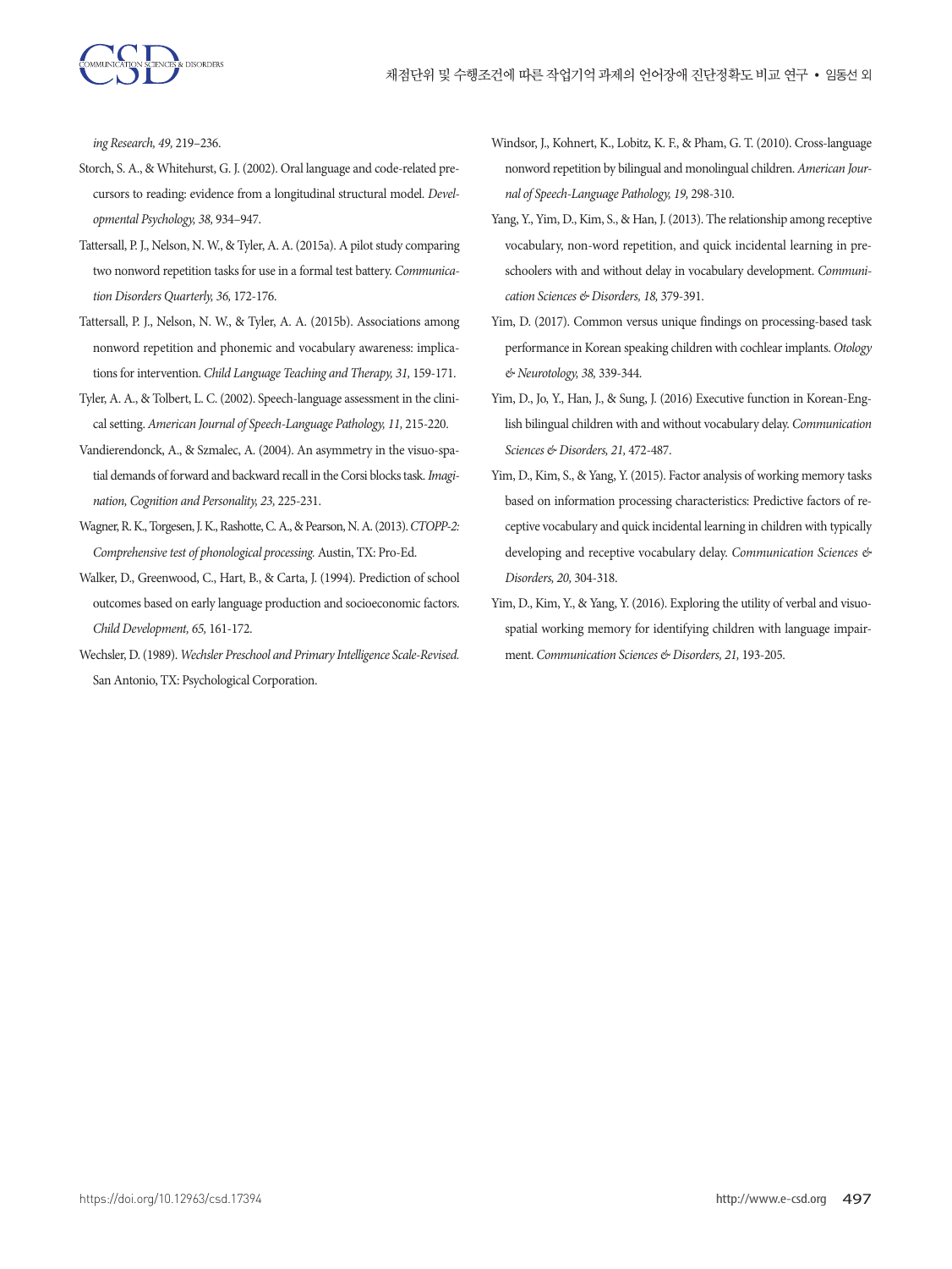*ing Research, 49,* 219–236.

Storch, S. A., & Whitehurst, G. J. (2002). Oral language and code-related precursors to reading: evidence from a longitudinal structural model. *Developmental Psychology, 38,* 934–947.

Tattersall, P. J., Nelson, N. W., & Tyler, A. A. (2015a). A pilot study comparing two nonword repetition tasks for use in a formal test battery. *Communication Disorders Quarterly, 36,* 172-176.

Tattersall, P. J., Nelson, N. W., & Tyler, A. A. (2015b). Associations among nonword repetition and phonemic and vocabulary awareness: implications for intervention. *Child Language Teaching and Therapy, 31,* 159-171.

Tyler, A. A., & Tolbert, L. C. (2002). Speech-language assessment in the clinical setting. *American Journal of Speech-Language Pathology, 11,* 215-220.

Vandierendonck, A., & Szmalec, A. (2004). An asymmetry in the visuo-spatial demands of forward and backward recall in the Corsi blocks task. *Imagination, Cognition and Personality, 23,* 225-231.

Wagner, R. K., Torgesen, J. K., Rashotte, C. A., & Pearson, N. A. (2013). *CTOPP-2: Comprehensive test of phonological processing.* Austin, TX: Pro-Ed.

Walker, D., Greenwood, C., Hart, B., & Carta, J. (1994). Prediction of school outcomes based on early language production and socioeconomic factors. *Child Development, 65,* 161-172.

Wechsler, D. (1989). *Wechsler Preschool and Primary Intelligence Scale-Revised.* San Antonio, TX: Psychological Corporation.

Windsor, J., Kohnert, K., Lobitz, K. F., & Pham, G. T. (2010). Cross-language nonword repetition by bilingual and monolingual children. *American Journal of Speech-Language Pathology, 19,* 298-310.

Yang, Y., Yim, D., Kim, S., & Han, J. (2013). The relationship among receptive vocabulary, non-word repetition, and quick incidental learning in preschoolers with and without delay in vocabulary development. *Communication Sciences & Disorders, 18,* 379-391.

Yim, D. (2017). Common versus unique findings on processing-based task performance in Korean speaking children with cochlear implants. *Otology & Neurotology, 38,* 339-344.

Yim, D., Jo, Y., Han, J., & Sung, J. (2016) Executive function in Korean-English bilingual children with and without vocabulary delay. *Communication Sciences & Disorders, 21,* 472-487.

Yim, D., Kim, S., & Yang, Y. (2015). Factor analysis of working memory tasks based on information processing characteristics: Predictive factors of receptive vocabulary and quick incidental learning in children with typically developing and receptive vocabulary delay. *Communication Sciences & Disorders, 20,* 304-318.

Yim, D., Kim, Y., & Yang, Y. (2016). Exploring the utility of verbal and visuospatial working memory for identifying children with language impairment. *Communication Sciences & Disorders, 21,* 193-205.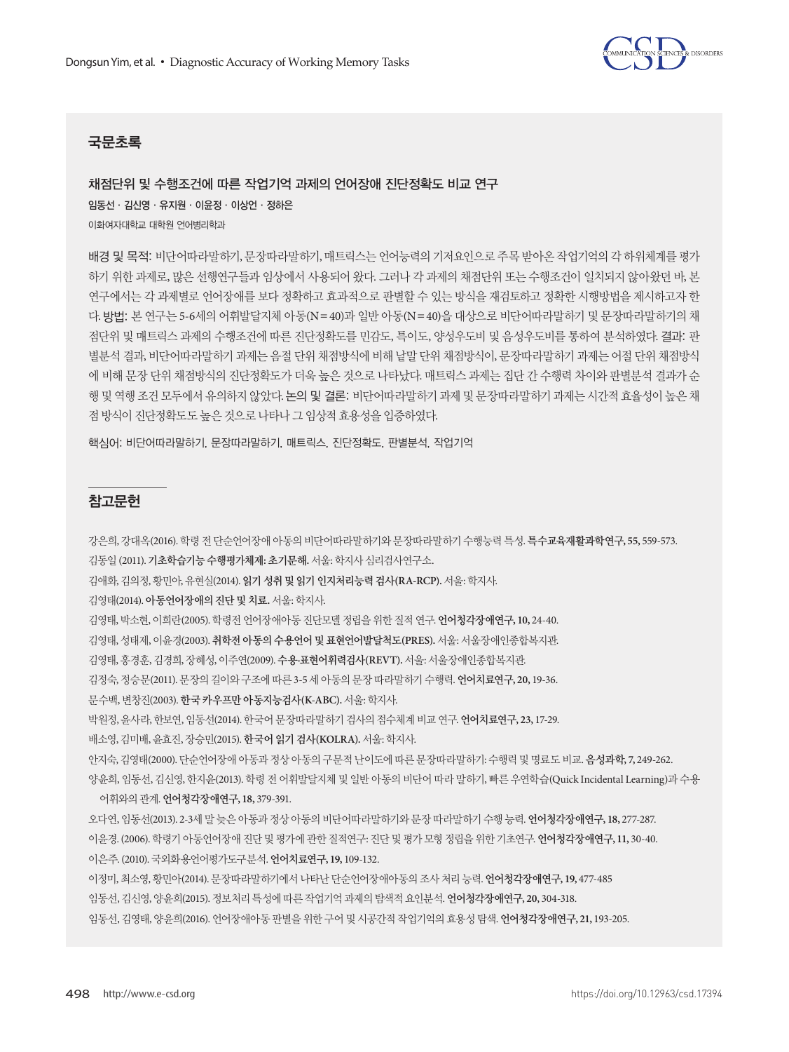## 국문초록

### 채점단위 및 수행조건에 따른 작업기억 과제의 언어장애 진단정확도 비교 연구

**임동선 · 김신영 · 유지원 · 이윤정 · 이상언 · 정하은**

이화여자대학교 대학원 언어병리학과

**배경 및 목적:** 비단어따라말하기, 문장따라말하기, 매트릭스는 언어능력의 기저요인으로 주목 받아온 작업기억의 각 하위체계를 평가하기 위한 과제로, 많은 선행연구들과 임상에서 사용되어 왔다. 그러나 각 과제의 채점단위 또는 수행조건이 일치되지 않아왔던 바, 본 연구에서는 각 과제별로 언어장애를 보다 정확하고 효과적으로 판별할 수 있는 방식을 재검토하고 정확한 시행방법을 제시하고자 한다. **방법:** 본 연구는 5-6세의 어휘발달지체 아동(N=40)과 일반 아동(N=40)을 대상으로 비단어따라말하기 및 문장따라말하기의 채점단위 및 매트릭스 과제의 수행조건에 따른 진단정확도를 민감도, 특이도, 양성우도비 및 음성우도비를 통하여 분석하였다. **결과:** 판별분석 결과, 비단어따라말하기 과제는 음절 단위 채점방식에 비해 낱말 단위 채점방식이, 문장따라말하기 과제는 어절 단위 채점방식에 비해 문장 단위 채점방식의 진단정확도가 더욱 높은 것으로 나타났다. 매트릭스 과제는 집단 간 수행력 차이와 판별분석 결과가 순행 및 역행 조건 모두에서 유의하지 않았다. **논의 및 결론:** 비단어따라말하기 과제 및 문장따라말하기 과제는 시간적 효율성이 높은 채점 방식이 진단정확도도 높은 것으로 나타나 그 임상적 효용성을 입증하였다.

핵심어: 비단어따라말하기, 문장따라말하기, 매트릭스, 진단정확도, 판별분석, 작업기억

## 참고문헌

강은희, 강대옥(2016). 학령 전 단순언어장애 아동의 비단어따라말하기와 문장따라말하기 수행능력 특성. **특수교육재활과학연구, 55,** 559-573.

김동일 (2011). **기초학습기능 수행평가체제: 초기문해.** 서울: 학지사 심리검사연구소.

김애화, 김의정, 황민아, 유현실(2014). **읽기 성취 및 읽기 인지처리능력 검사(RA-RCP).** 서울: 학지사.

김영태(2014). **아동언어장애의 진단 및 치료.** 서울: 학지사.

김영태, 박소현, 이희란(2005). 학령전 언어장애아동 진단모델 정립을 위한 질적 연구. **언어청각장애연구, 10,** 24-40.

김영태, 성태제, 이윤경(2003). **취학전 아동의 수용언어 및 표현언어발달척도(PRES).** 서울: 서울장애인종합복지관.

김영태, 홍경훈, 김경희, 장혜성, 이주연(2009). **수용-표현어휘력검사(REVT).** 서울: 서울장애인종합복지관.

김정숙, 정승문(2011). 문장의 길이와 구조에 따른 3-5 세 아동의 문장 따라말하기 수행력. **언어치료연구, 20,** 19-36.

문수백, 변창진(2003). **한국 카우프만 아동지능검사(K-ABC).** 서울: 학지사.

박원정, 윤사라, 한보연, 임동선(2014). 한국어 문장따라말하기 검사의 점수체계 비교 연구. **언어치료연구, 23,** 17-29.

배소영, 김미배, 윤효진, 장승민(2015). **한국어 읽기 검사(KOLRA).** 서울: 학지사.

안지숙, 김영태(2000). 단순언어장애 아동과 정상 아동의 구문적 난이도에 따른 문장따라말하기: 수행력 및 명료도 비교. **음성과학, 7,** 249-262.

양윤희, 임동선, 김신영, 한지윤(2013). 학령 전 어휘발달지체 및 일반 아동의 비단어 따라 말하기, 빠른 우연학습(Quick Incidental Learning)과 수용어휘와의 관계. **언어청각장애연구, 18,** 379-391.

오다연, 임동선(2013). 2-3세 말 늦은 아동과 정상 아동의 비단어따라말하기와 문장 따라말하기 수행 능력. **언어청각장애연구, 18,** 277-287.

이윤경. (2006). 학령기 아동언어장애 진단 및 평가에 관한 질적연구: 진단 및 평가 모형 정립을 위한 기초연구. **언어청각장애연구, 11,** 30-40.

이은주. (2010). 국외화용언어평가도구분석. **언어치료연구, 19,** 109-132.

이정미, 최소영, 황민아(2014). 문장따라말하기에서 나타난 단순언어장애아동의 조사 처리 능력. **언어청각장애연구, 19,** 477-485

임동선, 김신영, 양윤희(2015). 정보처리 특성에 따른 작업기억 과제의 탐색적 요인분석. **언어청각장애연구, 20,** 304-318.

임동선, 김영태, 양윤희(2016). 언어장애아동 판별을 위한 구어 및 시공간적 작업기억의 효용성 탐색. **언어청각장애연구, 21,** 193-205.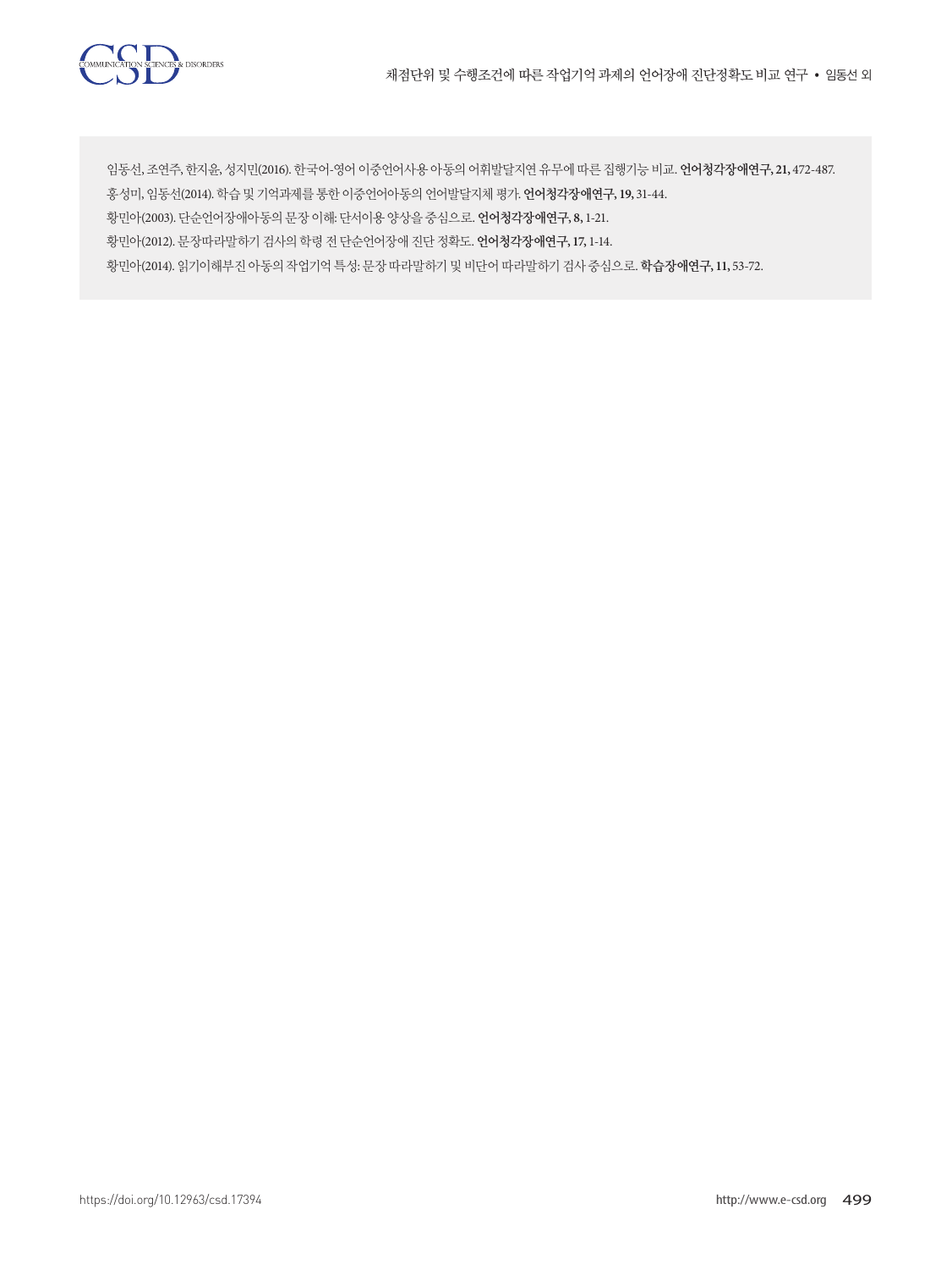임동선, 조연주, 한지윤, 성지민(2016). 한국어-영어 이중언어사용 아동의 어휘발달지연 유무에 따른 집행기능 비교. **언어청각장애연구, 21,** 472-487.

홍성미, 임동선(2014). 학습 및 기억과제를 통한 이중언어아동의 언어발달지체 평가. **언어청각장애연구, 19,** 31-44.

황민아(2003). 단순언어장애아동의 문장 이해: 단서이용 양상을 중심으로. **언어청각장애연구, 8,** 1-21.

황민아(2012). 문장따라말하기 검사의 학령 전 단순언어장애 진단 정확도. **언어청각장애연구, 17,** 1-14.

황민아(2014). 읽기이해부진 아동의 작업기억 특성: 문장 따라말하기 및 비단어 따라말하기 검사 중심으로. **학습장애연구, 11,** 53-72.